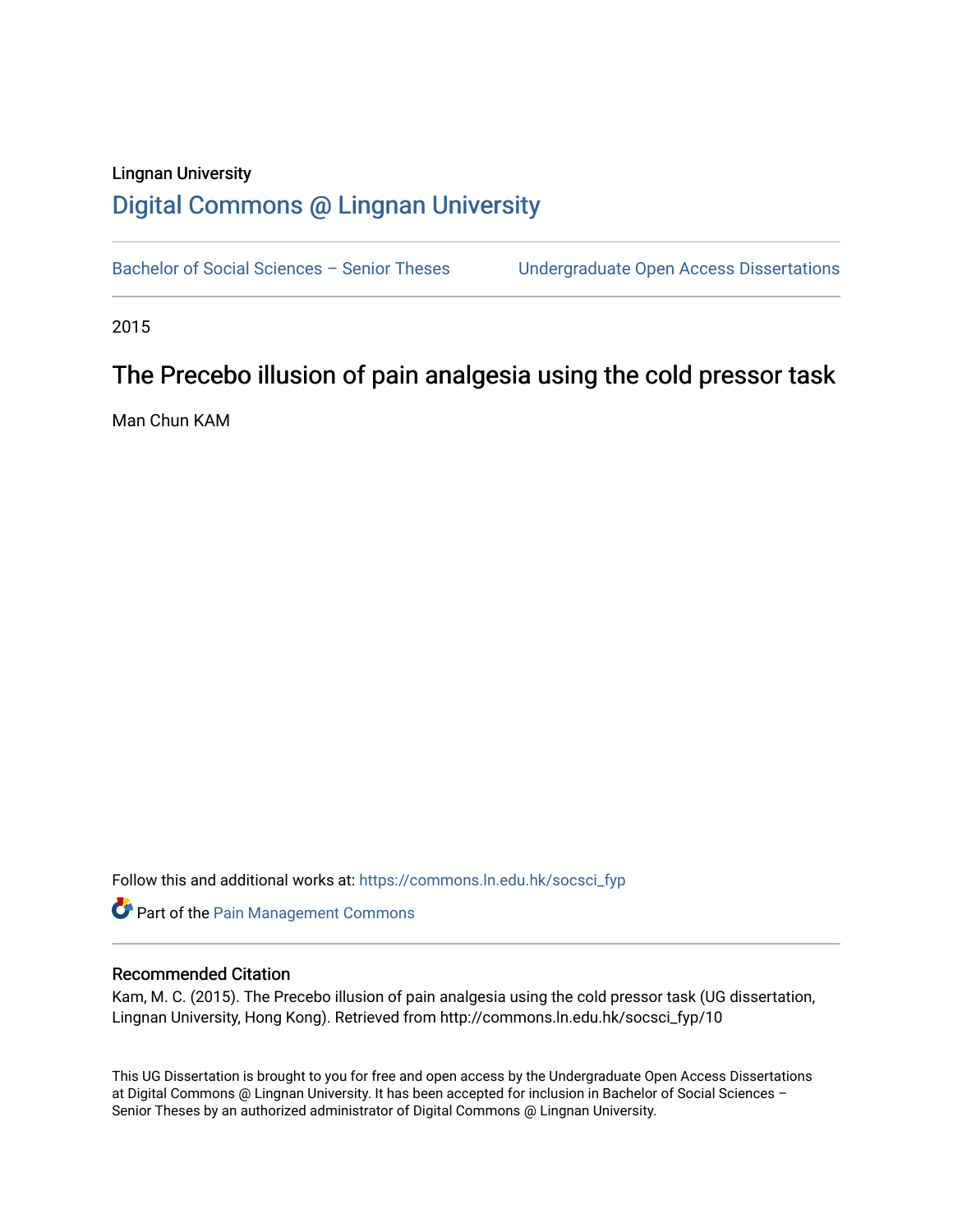Lingnan University

# Digital Commons @ Lingnan University

Bachelor of Social Sciences – Senior Theses | Undergraduate Open Access Dissertations

2015

## The Precebo illusion of pain analgesia using the cold pressor task

Man Chun KAM

Follow this and additional works at: https://commons.ln.edu.hk/socsci_fyp

Part of the Pain Management Commons

### Recommended Citation

Kam, M. C. (2015). The Precebo illusion of pain analgesia using the cold pressor task (UG dissertation, Lingnan University, Hong Kong). Retrieved from http://commons.ln.edu.hk/socsci_fyp/10

This UG Dissertation is brought to you for free and open access by the Undergraduate Open Access Dissertations at Digital Commons @ Lingnan University. It has been accepted for inclusion in Bachelor of Social Sciences – Senior Theses by an authorized administrator of Digital Commons @ Lingnan University.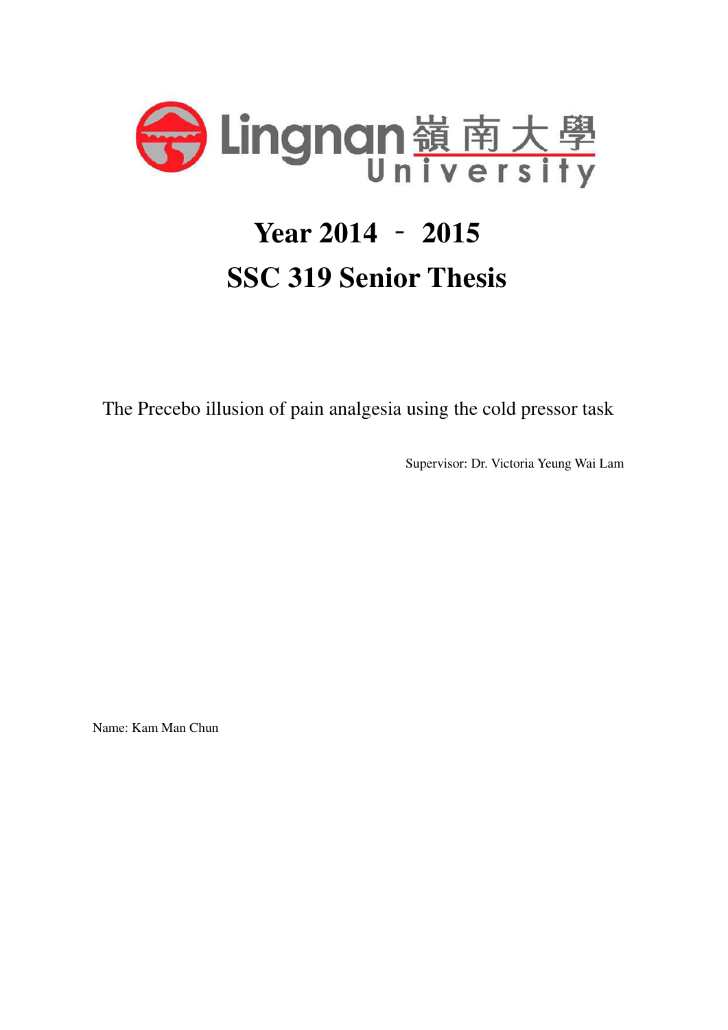Lingnan 嶺南大學 University

# Year 2014 – 2015

# SSC 319 Senior Thesis

The Precebo illusion of pain analgesia using the cold pressor task

Supervisor: Dr. Victoria Yeung Wai Lam

Name: Kam Man Chun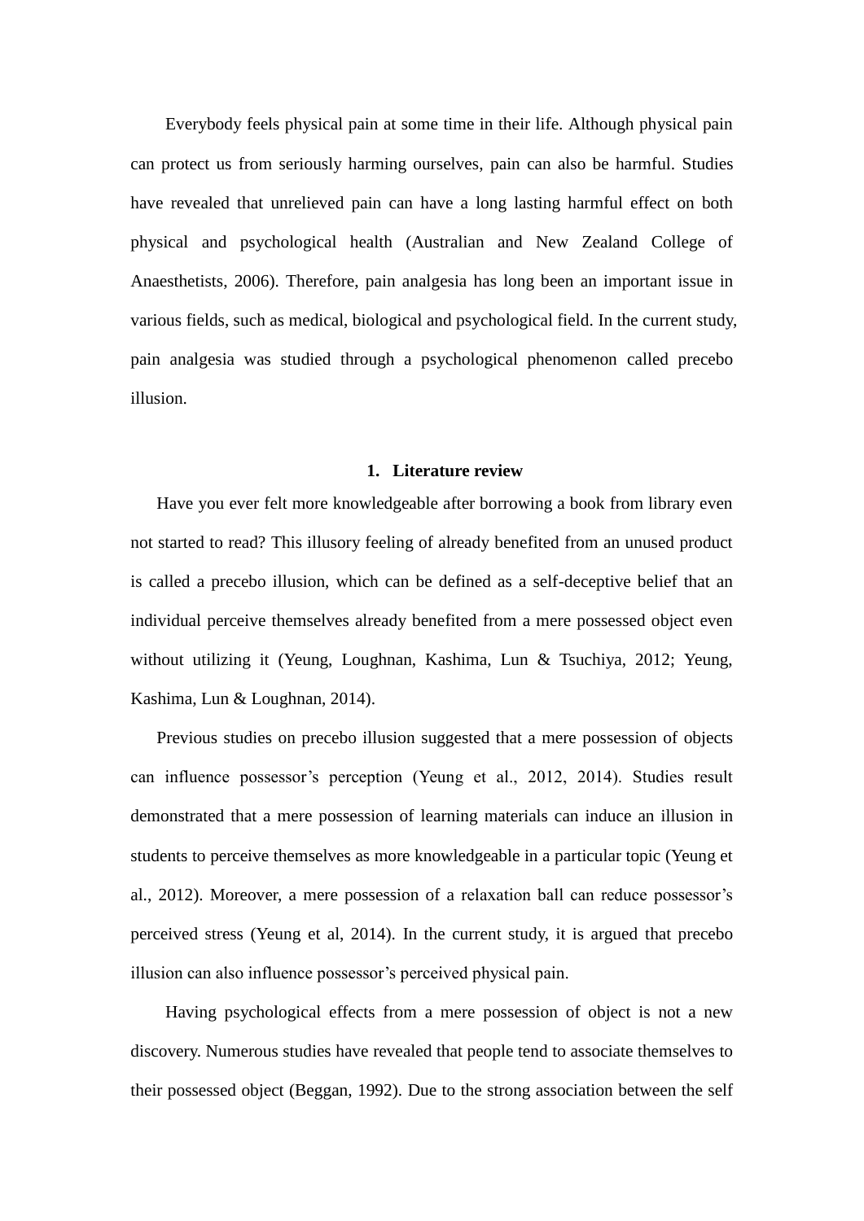Everybody feels physical pain at some time in their life. Although physical pain can protect us from seriously harming ourselves, pain can also be harmful. Studies have revealed that unrelieved pain can have a long lasting harmful effect on both physical and psychological health (Australian and New Zealand College of Anaesthetists, 2006). Therefore, pain analgesia has long been an important issue in various fields, such as medical, biological and psychological field. In the current study, pain analgesia was studied through a psychological phenomenon called precebo illusion.

## 1. Literature review

Have you ever felt more knowledgeable after borrowing a book from library even not started to read? This illusory feeling of already benefited from an unused product is called a precebo illusion, which can be defined as a self-deceptive belief that an individual perceive themselves already benefited from a mere possessed object even without utilizing it (Yeung, Loughnan, Kashima, Lun & Tsuchiya, 2012; Yeung, Kashima, Lun & Loughnan, 2014).

Previous studies on precebo illusion suggested that a mere possession of objects can influence possessor's perception (Yeung et al., 2012, 2014). Studies result demonstrated that a mere possession of learning materials can induce an illusion in students to perceive themselves as more knowledgeable in a particular topic (Yeung et al., 2012). Moreover, a mere possession of a relaxation ball can reduce possessor's perceived stress (Yeung et al, 2014). In the current study, it is argued that precebo illusion can also influence possessor's perceived physical pain.

Having psychological effects from a mere possession of object is not a new discovery. Numerous studies have revealed that people tend to associate themselves to their possessed object (Beggan, 1992). Due to the strong association between the self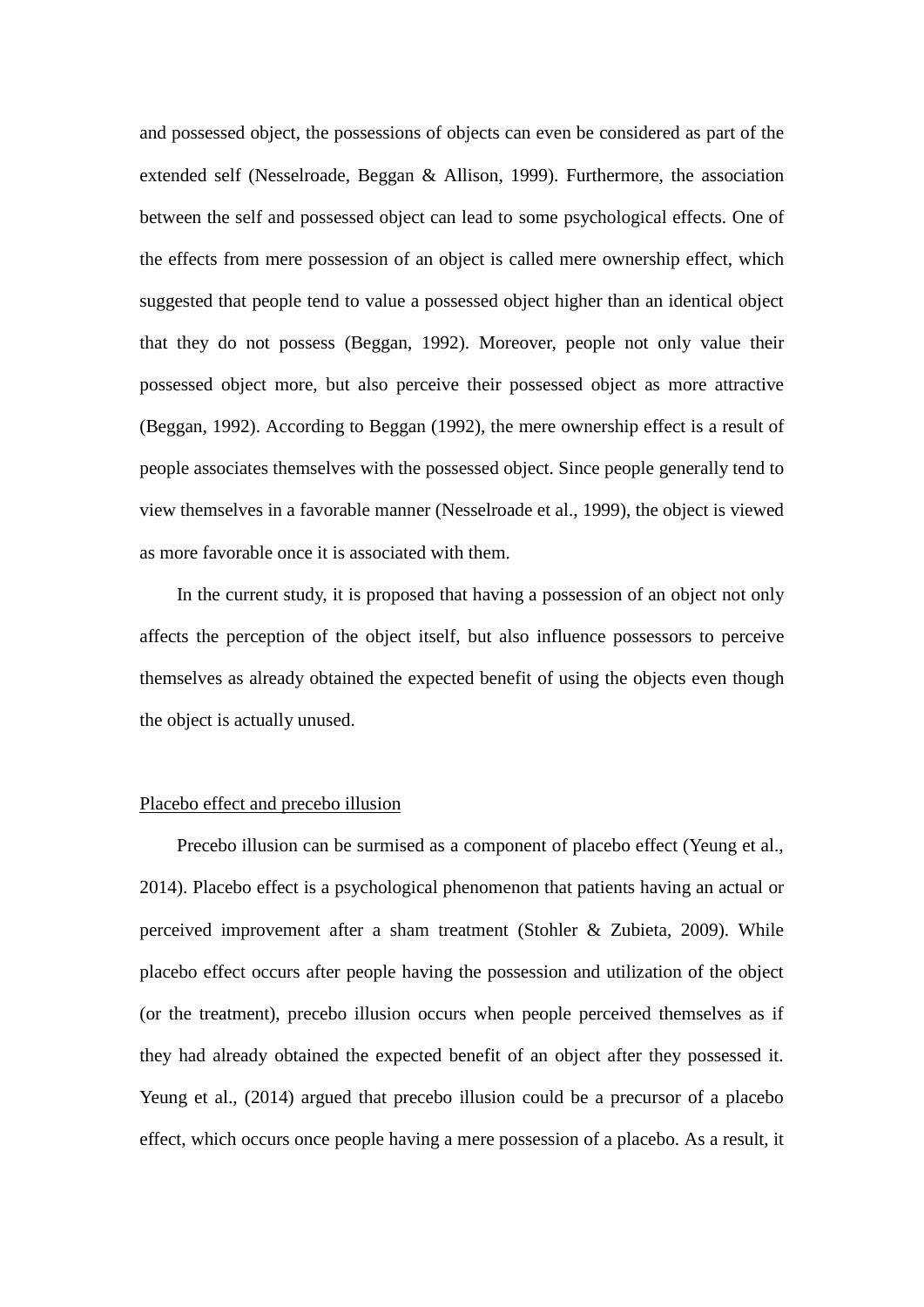and possessed object, the possessions of objects can even be considered as part of the extended self (Nesselroade, Beggan & Allison, 1999). Furthermore, the association between the self and possessed object can lead to some psychological effects. One of the effects from mere possession of an object is called mere ownership effect, which suggested that people tend to value a possessed object higher than an identical object that they do not possess (Beggan, 1992). Moreover, people not only value their possessed object more, but also perceive their possessed object as more attractive (Beggan, 1992). According to Beggan (1992), the mere ownership effect is a result of people associates themselves with the possessed object. Since people generally tend to view themselves in a favorable manner (Nesselroade et al., 1999), the object is viewed as more favorable once it is associated with them.

In the current study, it is proposed that having a possession of an object not only affects the perception of the object itself, but also influence possessors to perceive themselves as already obtained the expected benefit of using the objects even though the object is actually unused.

<u>Placebo effect and precebo illusion</u>

Precebo illusion can be surmised as a component of placebo effect (Yeung et al., 2014). Placebo effect is a psychological phenomenon that patients having an actual or perceived improvement after a sham treatment (Stohler & Zubieta, 2009). While placebo effect occurs after people having the possession and utilization of the object (or the treatment), precebo illusion occurs when people perceived themselves as if they had already obtained the expected benefit of an object after they possessed it. Yeung et al., (2014) argued that precebo illusion could be a precursor of a placebo effect, which occurs once people having a mere possession of a placebo. As a result, it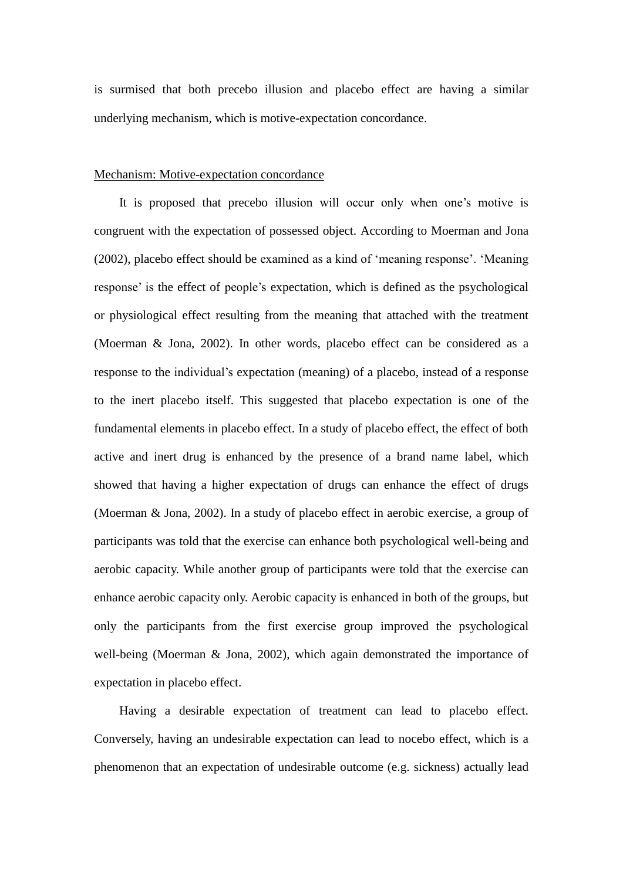is surmised that both precebo illusion and placebo effect are having a similar underlying mechanism, which is motive-expectation concordance.

<u>Mechanism: Motive-expectation concordance</u>

It is proposed that precebo illusion will occur only when one's motive is congruent with the expectation of possessed object. According to Moerman and Jona (2002), placebo effect should be examined as a kind of 'meaning response'. 'Meaning response' is the effect of people's expectation, which is defined as the psychological or physiological effect resulting from the meaning that attached with the treatment (Moerman & Jona, 2002). In other words, placebo effect can be considered as a response to the individual's expectation (meaning) of a placebo, instead of a response to the inert placebo itself. This suggested that placebo expectation is one of the fundamental elements in placebo effect. In a study of placebo effect, the effect of both active and inert drug is enhanced by the presence of a brand name label, which showed that having a higher expectation of drugs can enhance the effect of drugs (Moerman & Jona, 2002). In a study of placebo effect in aerobic exercise, a group of participants was told that the exercise can enhance both psychological well-being and aerobic capacity. While another group of participants were told that the exercise can enhance aerobic capacity only. Aerobic capacity is enhanced in both of the groups, but only the participants from the first exercise group improved the psychological well-being (Moerman & Jona, 2002), which again demonstrated the importance of expectation in placebo effect.

Having a desirable expectation of treatment can lead to placebo effect. Conversely, having an undesirable expectation can lead to nocebo effect, which is a phenomenon that an expectation of undesirable outcome (e.g. sickness) actually lead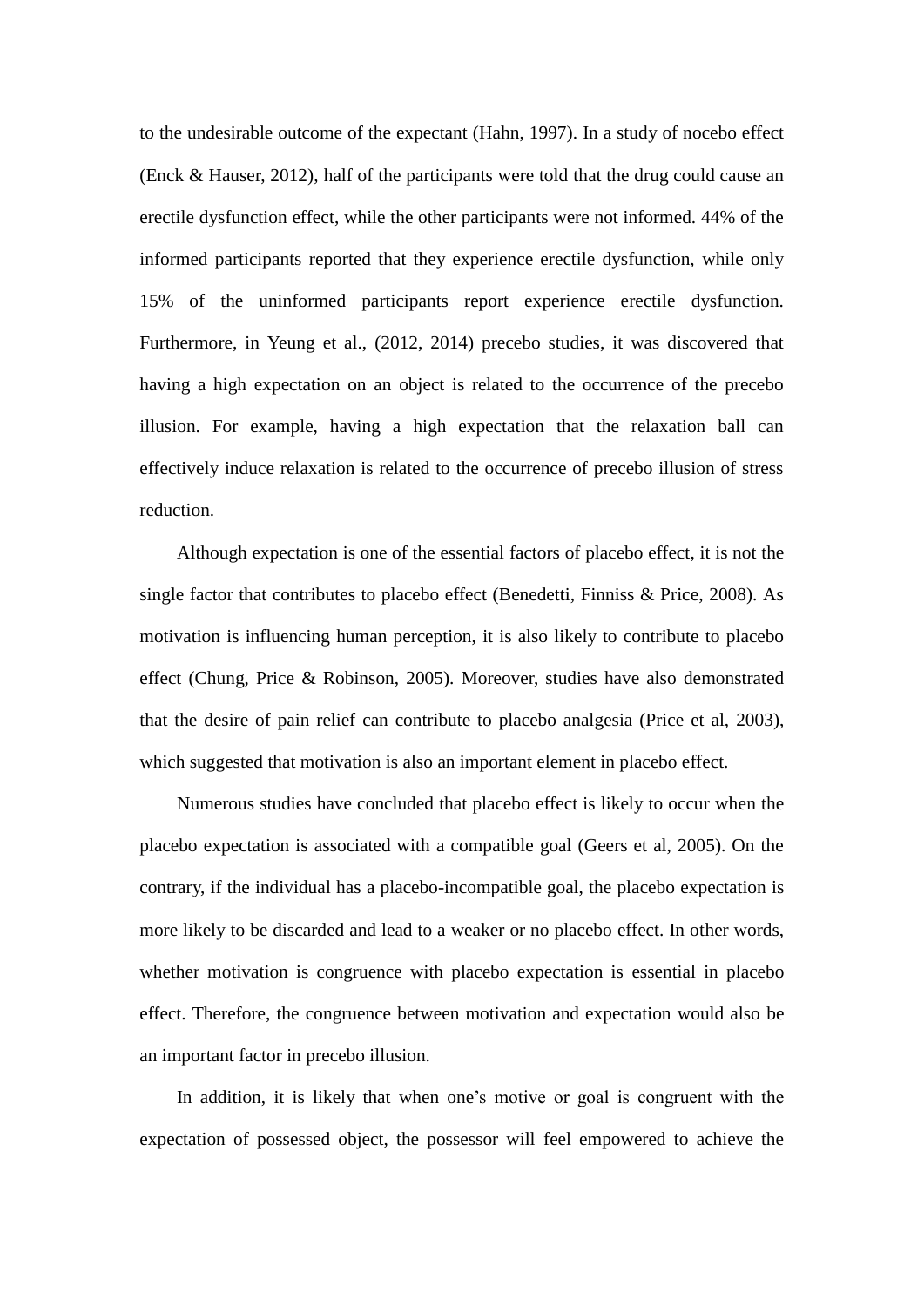to the undesirable outcome of the expectant (Hahn, 1997). In a study of nocebo effect (Enck & Hauser, 2012), half of the participants were told that the drug could cause an erectile dysfunction effect, while the other participants were not informed. 44% of the informed participants reported that they experience erectile dysfunction, while only 15% of the uninformed participants report experience erectile dysfunction. Furthermore, in Yeung et al., (2012, 2014) precebo studies, it was discovered that having a high expectation on an object is related to the occurrence of the precebo illusion. For example, having a high expectation that the relaxation ball can effectively induce relaxation is related to the occurrence of precebo illusion of stress reduction.

Although expectation is one of the essential factors of placebo effect, it is not the single factor that contributes to placebo effect (Benedetti, Finniss & Price, 2008). As motivation is influencing human perception, it is also likely to contribute to placebo effect (Chung, Price & Robinson, 2005). Moreover, studies have also demonstrated that the desire of pain relief can contribute to placebo analgesia (Price et al, 2003), which suggested that motivation is also an important element in placebo effect.

Numerous studies have concluded that placebo effect is likely to occur when the placebo expectation is associated with a compatible goal (Geers et al, 2005). On the contrary, if the individual has a placebo-incompatible goal, the placebo expectation is more likely to be discarded and lead to a weaker or no placebo effect. In other words, whether motivation is congruence with placebo expectation is essential in placebo effect. Therefore, the congruence between motivation and expectation would also be an important factor in precebo illusion.

In addition, it is likely that when one's motive or goal is congruent with the expectation of possessed object, the possessor will feel empowered to achieve the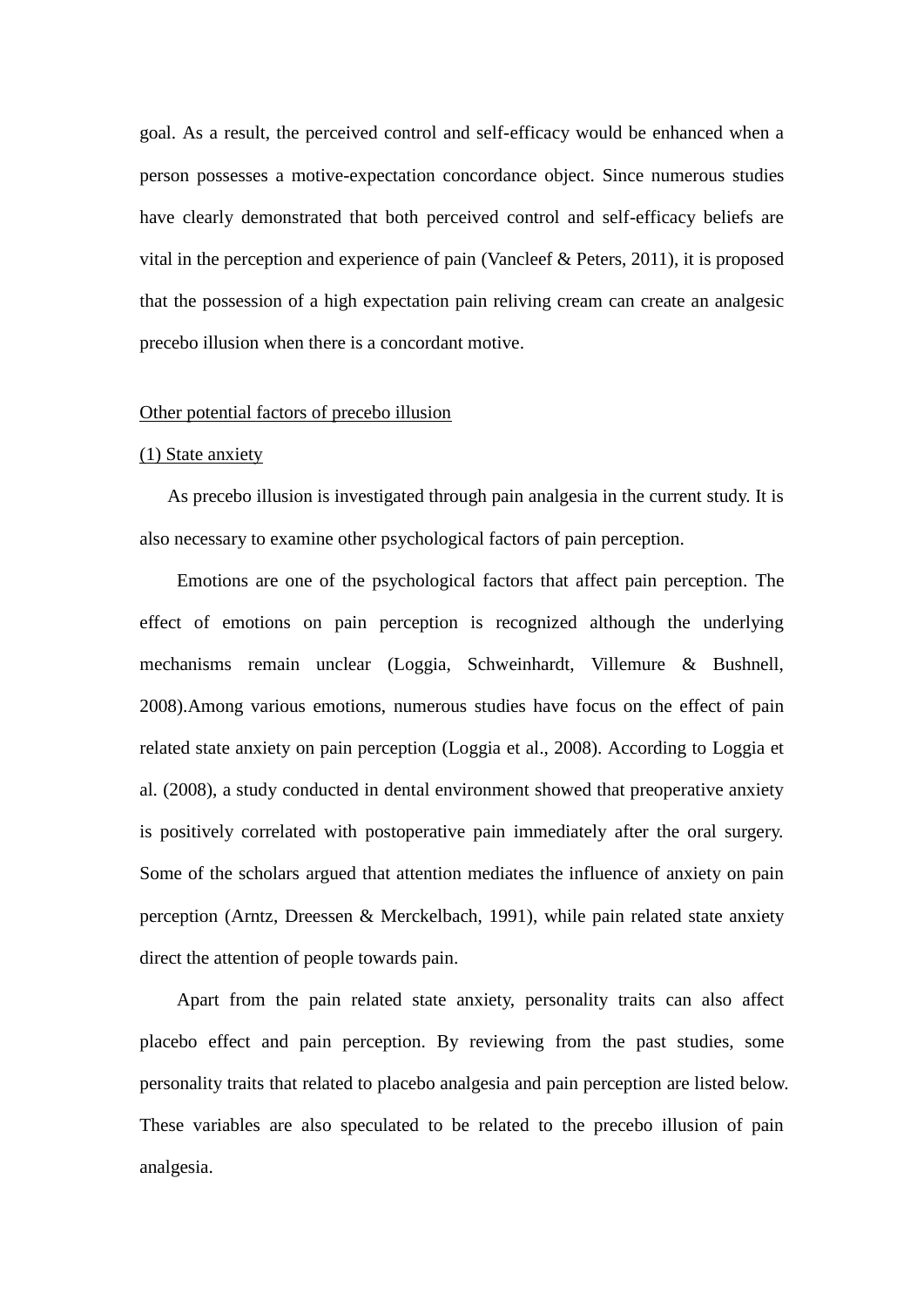goal. As a result, the perceived control and self-efficacy would be enhanced when a person possesses a motive-expectation concordance object. Since numerous studies have clearly demonstrated that both perceived control and self-efficacy beliefs are vital in the perception and experience of pain (Vancleef & Peters, 2011), it is proposed that the possession of a high expectation pain reliving cream can create an analgesic precebo illusion when there is a concordant motive.

<u>Other potential factors of precebo illusion</u>

<u>(1) State anxiety</u>

As precebo illusion is investigated through pain analgesia in the current study. It is also necessary to examine other psychological factors of pain perception.

Emotions are one of the psychological factors that affect pain perception. The effect of emotions on pain perception is recognized although the underlying mechanisms remain unclear (Loggia, Schweinhardt, Villemure & Bushnell, 2008).Among various emotions, numerous studies have focus on the effect of pain related state anxiety on pain perception (Loggia et al., 2008). According to Loggia et al. (2008), a study conducted in dental environment showed that preoperative anxiety is positively correlated with postoperative pain immediately after the oral surgery. Some of the scholars argued that attention mediates the influence of anxiety on pain perception (Arntz, Dreessen & Merckelbach, 1991), while pain related state anxiety direct the attention of people towards pain.

Apart from the pain related state anxiety, personality traits can also affect placebo effect and pain perception. By reviewing from the past studies, some personality traits that related to placebo analgesia and pain perception are listed below. These variables are also speculated to be related to the precebo illusion of pain analgesia.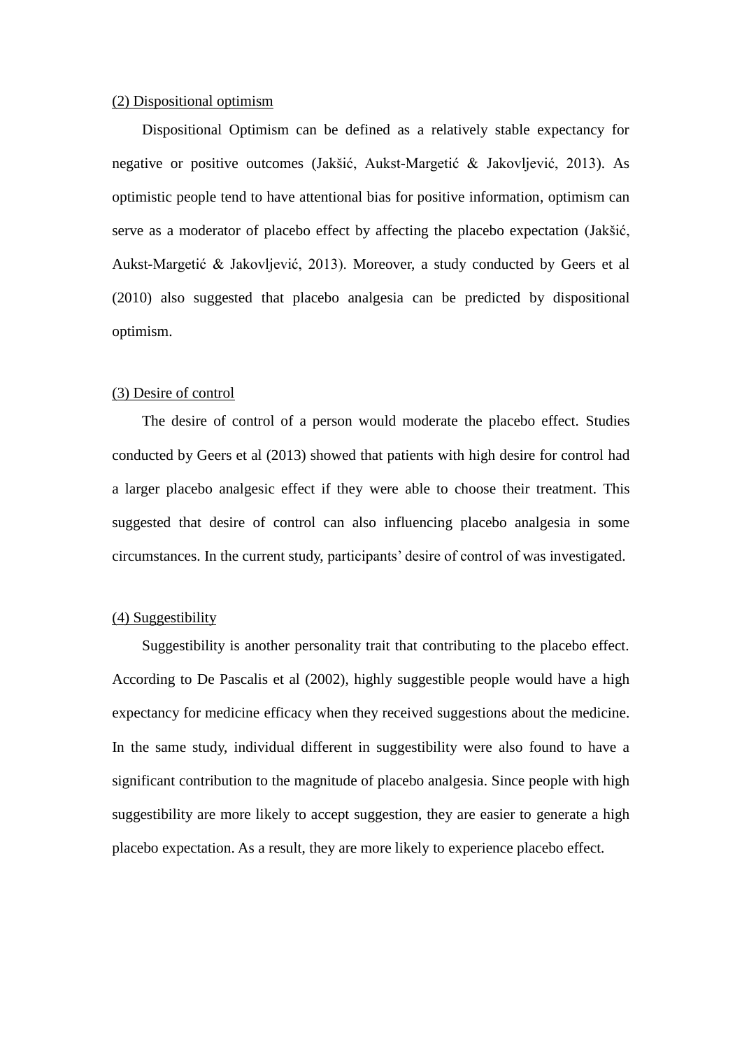(2) Dispositional optimism

Dispositional Optimism can be defined as a relatively stable expectancy for negative or positive outcomes (Jakšić, Aukst-Margetić & Jakovljević, 2013). As optimistic people tend to have attentional bias for positive information, optimism can serve as a moderator of placebo effect by affecting the placebo expectation (Jakšić, Aukst-Margetić & Jakovljević, 2013). Moreover, a study conducted by Geers et al (2010) also suggested that placebo analgesia can be predicted by dispositional optimism.

(3) Desire of control

The desire of control of a person would moderate the placebo effect. Studies conducted by Geers et al (2013) showed that patients with high desire for control had a larger placebo analgesic effect if they were able to choose their treatment. This suggested that desire of control can also influencing placebo analgesia in some circumstances. In the current study, participants' desire of control of was investigated.

(4) Suggestibility

Suggestibility is another personality trait that contributing to the placebo effect. According to De Pascalis et al (2002), highly suggestible people would have a high expectancy for medicine efficacy when they received suggestions about the medicine. In the same study, individual different in suggestibility were also found to have a significant contribution to the magnitude of placebo analgesia. Since people with high suggestibility are more likely to accept suggestion, they are easier to generate a high placebo expectation. As a result, they are more likely to experience placebo effect.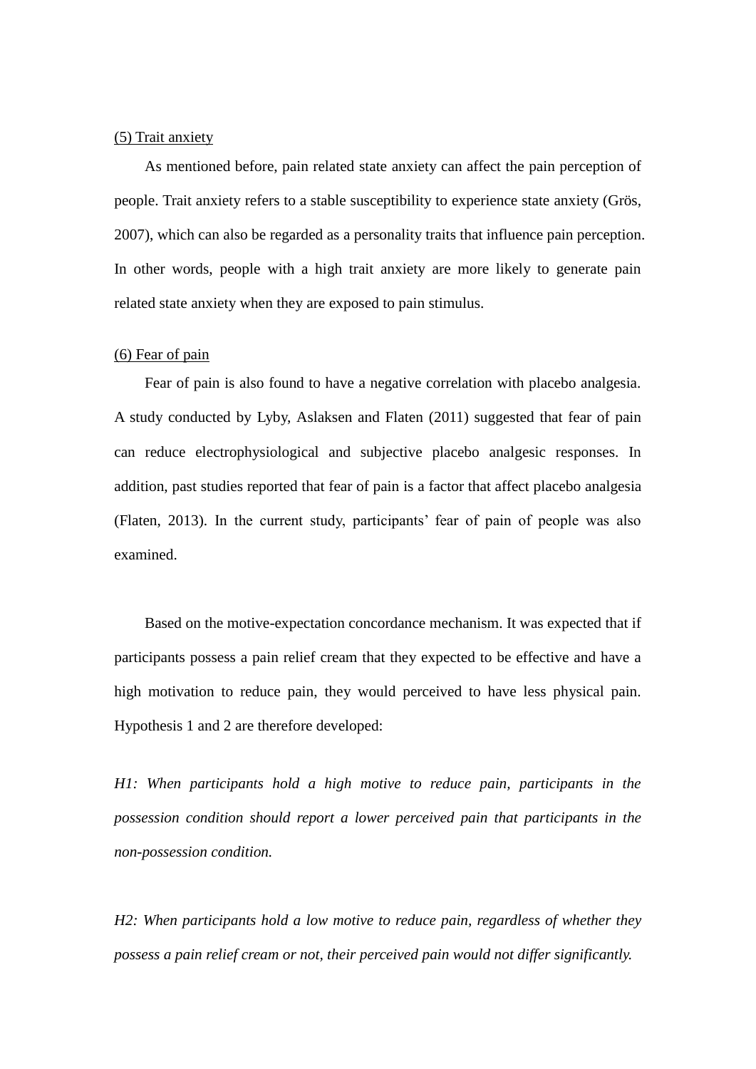<u>(5) Trait anxiety</u>

As mentioned before, pain related state anxiety can affect the pain perception of people. Trait anxiety refers to a stable susceptibility to experience state anxiety (Grös, 2007), which can also be regarded as a personality traits that influence pain perception. In other words, people with a high trait anxiety are more likely to generate pain related state anxiety when they are exposed to pain stimulus.

<u>(6) Fear of pain</u>

Fear of pain is also found to have a negative correlation with placebo analgesia. A study conducted by Lyby, Aslaksen and Flaten (2011) suggested that fear of pain can reduce electrophysiological and subjective placebo analgesic responses. In addition, past studies reported that fear of pain is a factor that affect placebo analgesia (Flaten, 2013). In the current study, participants' fear of pain of people was also examined.

Based on the motive-expectation concordance mechanism. It was expected that if participants possess a pain relief cream that they expected to be effective and have a high motivation to reduce pain, they would perceived to have less physical pain. Hypothesis 1 and 2 are therefore developed:

*H1: When participants hold a high motive to reduce pain, participants in the possession condition should report a lower perceived pain that participants in the non-possession condition.*

*H2: When participants hold a low motive to reduce pain, regardless of whether they possess a pain relief cream or not, their perceived pain would not differ significantly.*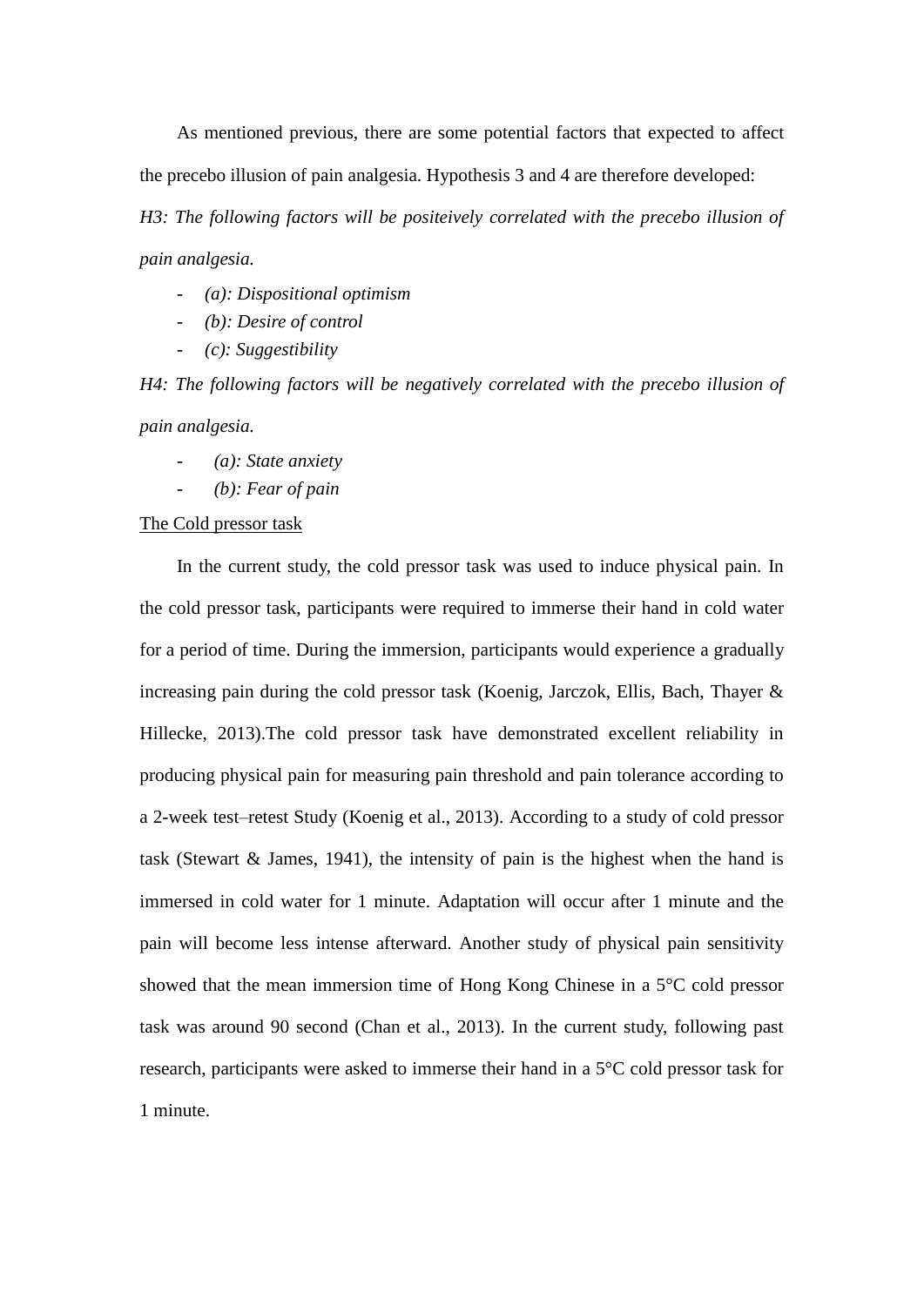As mentioned previous, there are some potential factors that expected to affect the precebo illusion of pain analgesia. Hypothesis 3 and 4 are therefore developed:

*H3: The following factors will be positeively correlated with the precebo illusion of pain analgesia.*

- *(a): Dispositional optimism*
- *(b): Desire of control*
- *(c): Suggestibility*

*H4: The following factors will be negatively correlated with the precebo illusion of pain analgesia.*

- *(a): State anxiety*
- *(b): Fear of pain*

<u>The Cold pressor task</u>

In the current study, the cold pressor task was used to induce physical pain. In the cold pressor task, participants were required to immerse their hand in cold water for a period of time. During the immersion, participants would experience a gradually increasing pain during the cold pressor task (Koenig, Jarczok, Ellis, Bach, Thayer & Hillecke, 2013).The cold pressor task have demonstrated excellent reliability in producing physical pain for measuring pain threshold and pain tolerance according to a 2-week test–retest Study (Koenig et al., 2013). According to a study of cold pressor task (Stewart & James, 1941), the intensity of pain is the highest when the hand is immersed in cold water for 1 minute. Adaptation will occur after 1 minute and the pain will become less intense afterward. Another study of physical pain sensitivity showed that the mean immersion time of Hong Kong Chinese in a 5°C cold pressor task was around 90 second (Chan et al., 2013). In the current study, following past research, participants were asked to immerse their hand in a 5°C cold pressor task for 1 minute.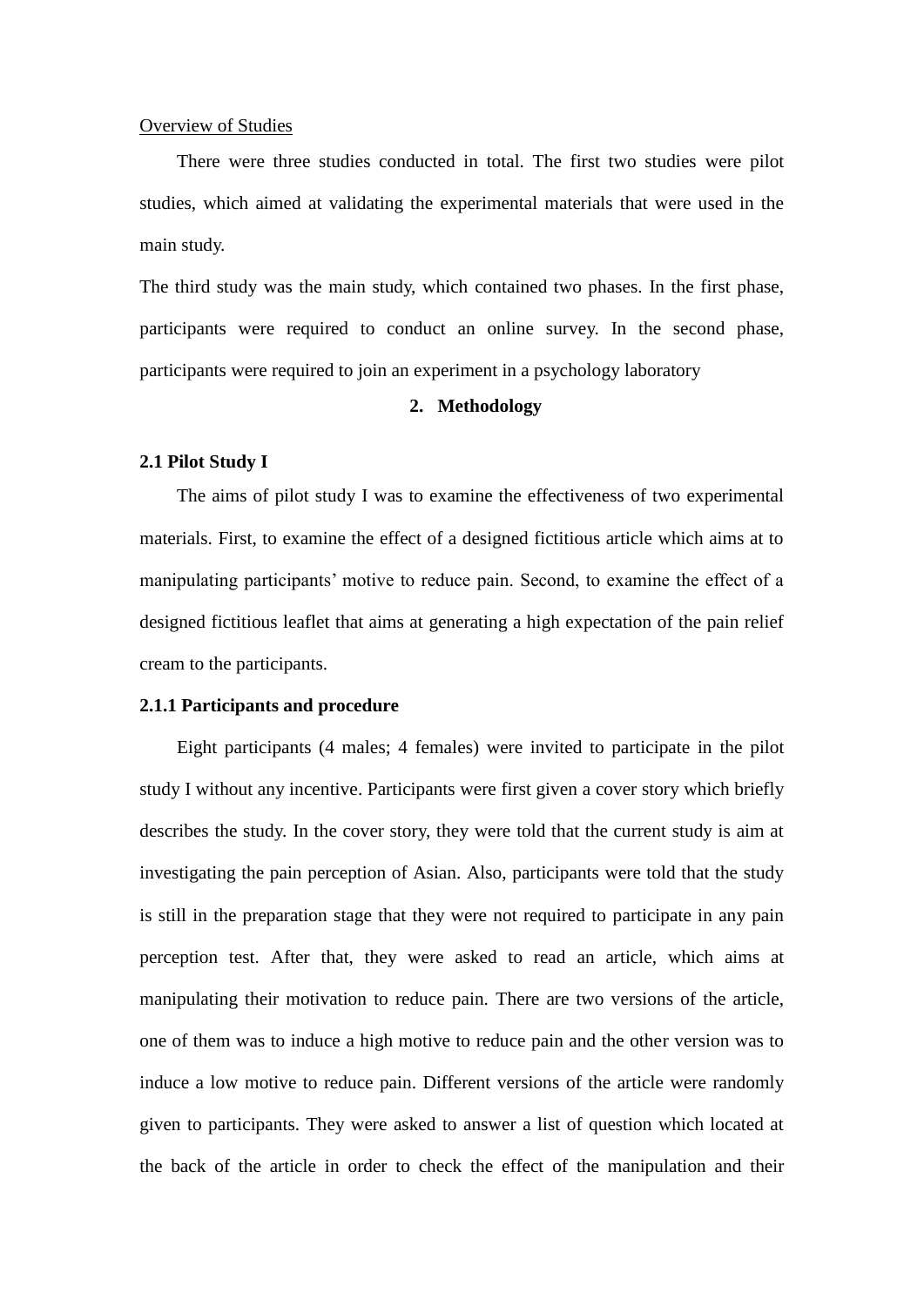Overview of Studies

There were three studies conducted in total. The first two studies were pilot studies, which aimed at validating the experimental materials that were used in the main study.

The third study was the main study, which contained two phases. In the first phase, participants were required to conduct an online survey. In the second phase, participants were required to join an experiment in a psychology laboratory

## 2. Methodology

### 2.1 Pilot Study I

The aims of pilot study I was to examine the effectiveness of two experimental materials. First, to examine the effect of a designed fictitious article which aims at to manipulating participants' motive to reduce pain. Second, to examine the effect of a designed fictitious leaflet that aims at generating a high expectation of the pain relief cream to the participants.

#### 2.1.1 Participants and procedure

Eight participants (4 males; 4 females) were invited to participate in the pilot study I without any incentive. Participants were first given a cover story which briefly describes the study. In the cover story, they were told that the current study is aim at investigating the pain perception of Asian. Also, participants were told that the study is still in the preparation stage that they were not required to participate in any pain perception test. After that, they were asked to read an article, which aims at manipulating their motivation to reduce pain. There are two versions of the article, one of them was to induce a high motive to reduce pain and the other version was to induce a low motive to reduce pain. Different versions of the article were randomly given to participants. They were asked to answer a list of question which located at the back of the article in order to check the effect of the manipulation and their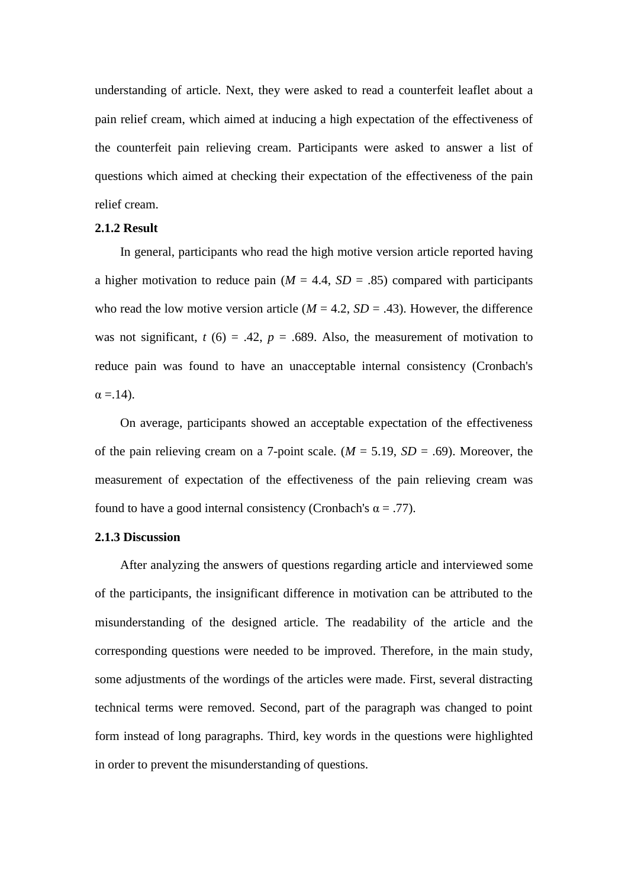understanding of article. Next, they were asked to read a counterfeit leaflet about a pain relief cream, which aimed at inducing a high expectation of the effectiveness of the counterfeit pain relieving cream. Participants were asked to answer a list of questions which aimed at checking their expectation of the effectiveness of the pain relief cream.

### 2.1.2 Result

In general, participants who read the high motive version article reported having a higher motivation to reduce pain (*M* = 4.4, *SD* = .85) compared with participants who read the low motive version article (*M* = 4.2, *SD* = .43). However, the difference was not significant, $t$ (6) = .42, $p$ = .689. Also, the measurement of motivation to reduce pain was found to have an unacceptable internal consistency (Cronbach's $\alpha$ =.14).

On average, participants showed an acceptable expectation of the effectiveness of the pain relieving cream on a 7-point scale. (*M* = 5.19, *SD* = .69). Moreover, the measurement of expectation of the effectiveness of the pain relieving cream was found to have a good internal consistency (Cronbach's $\alpha$ = .77).

### 2.1.3 Discussion

After analyzing the answers of questions regarding article and interviewed some of the participants, the insignificant difference in motivation can be attributed to the misunderstanding of the designed article. The readability of the article and the corresponding questions were needed to be improved. Therefore, in the main study, some adjustments of the wordings of the articles were made. First, several distracting technical terms were removed. Second, part of the paragraph was changed to point form instead of long paragraphs. Third, key words in the questions were highlighted in order to prevent the misunderstanding of questions.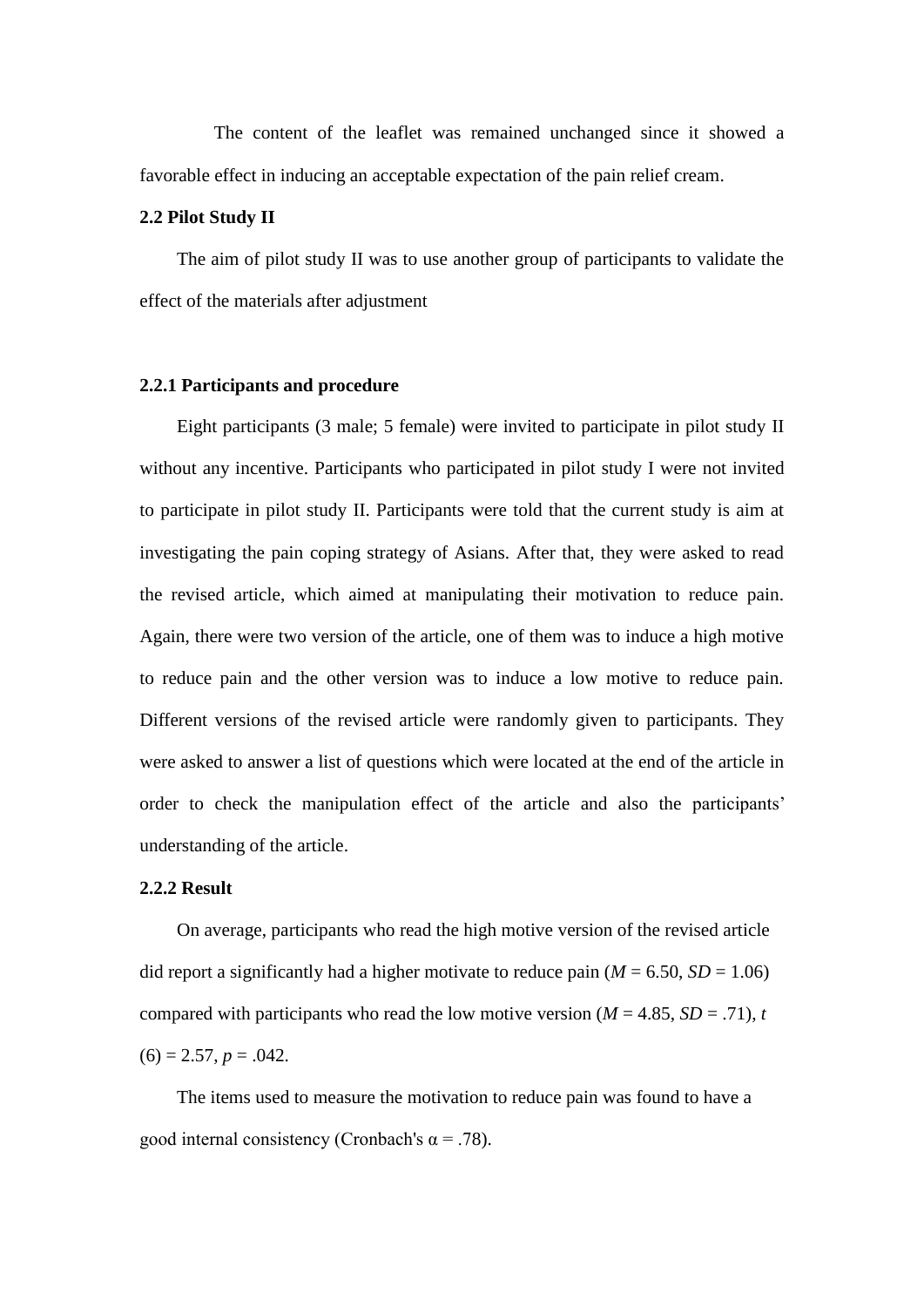The content of the leaflet was remained unchanged since it showed a favorable effect in inducing an acceptable expectation of the pain relief cream.

## 2.2 Pilot Study II

The aim of pilot study II was to use another group of participants to validate the effect of the materials after adjustment

### 2.2.1 Participants and procedure

Eight participants (3 male; 5 female) were invited to participate in pilot study II without any incentive. Participants who participated in pilot study I were not invited to participate in pilot study II. Participants were told that the current study is aim at investigating the pain coping strategy of Asians. After that, they were asked to read the revised article, which aimed at manipulating their motivation to reduce pain. Again, there were two version of the article, one of them was to induce a high motive to reduce pain and the other version was to induce a low motive to reduce pain. Different versions of the revised article were randomly given to participants. They were asked to answer a list of questions which were located at the end of the article in order to check the manipulation effect of the article and also the participants' understanding of the article.

### 2.2.2 Result

On average, participants who read the high motive version of the revised article did report a significantly had a higher motivate to reduce pain ($M$ = 6.50, $SD$ = 1.06) compared with participants who read the low motive version ($M$ = 4.85, $SD$ = .71), $t$ (6) = 2.57, $p$ = .042.

The items used to measure the motivation to reduce pain was found to have a good internal consistency (Cronbach's α = .78).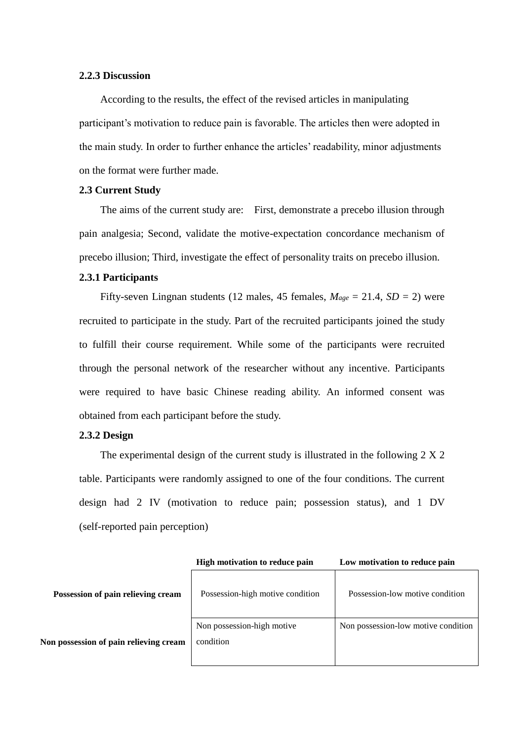### 2.2.3 Discussion

According to the results, the effect of the revised articles in manipulating participant's motivation to reduce pain is favorable. The articles then were adopted in the main study. In order to further enhance the articles' readability, minor adjustments on the format were further made.

### 2.3 Current Study

The aims of the current study are: First, demonstrate a precebo illusion through pain analgesia; Second, validate the motive-expectation concordance mechanism of precebo illusion; Third, investigate the effect of personality traits on precebo illusion.

### 2.3.1 Participants

Fifty-seven Lingnan students (12 males, 45 females, $M_{age}$ = 21.4, *SD* = 2) were recruited to participate in the study. Part of the recruited participants joined the study to fulfill their course requirement. While some of the participants were recruited through the personal network of the researcher without any incentive. Participants were required to have basic Chinese reading ability. An informed consent was obtained from each participant before the study.

### 2.3.2 Design

The experimental design of the current study is illustrated in the following 2 X 2 table. Participants were randomly assigned to one of the four conditions. The current design had 2 IV (motivation to reduce pain; possession status), and 1 DV (self-reported pain perception)

| | **High motivation to reduce pain** | **Low motivation to reduce pain** |
|---|---|---|
| **Possession of pain relieving cream** | Possession-high motive condition | Possession-low motive condition |
| **Non possession of pain relieving cream** | Non possession-high motive condition | Non possession-low motive condition |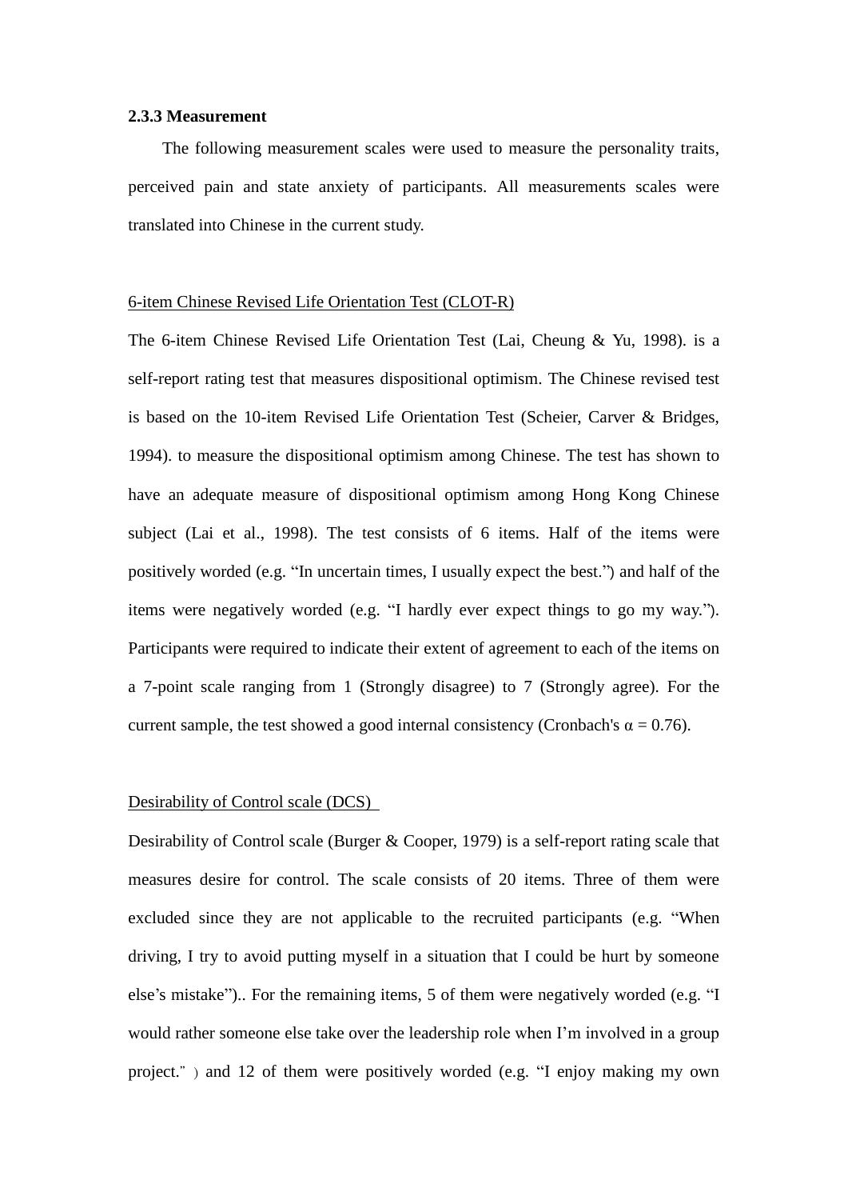### 2.3.3 Measurement

The following measurement scales were used to measure the personality traits, perceived pain and state anxiety of participants. All measurements scales were translated into Chinese in the current study.

<u>6-item Chinese Revised Life Orientation Test (CLOT-R)</u>

The 6-item Chinese Revised Life Orientation Test (Lai, Cheung & Yu, 1998). is a self-report rating test that measures dispositional optimism. The Chinese revised test is based on the 10-item Revised Life Orientation Test (Scheier, Carver & Bridges, 1994). to measure the dispositional optimism among Chinese. The test has shown to have an adequate measure of dispositional optimism among Hong Kong Chinese subject (Lai et al., 1998). The test consists of 6 items. Half of the items were positively worded (e.g. "In uncertain times, I usually expect the best.") and half of the items were negatively worded (e.g. "I hardly ever expect things to go my way."). Participants were required to indicate their extent of agreement to each of the items on a 7-point scale ranging from 1 (Strongly disagree) to 7 (Strongly agree). For the current sample, the test showed a good internal consistency (Cronbach's α = 0.76).

<u>Desirability of Control scale (DCS)</u>

Desirability of Control scale (Burger & Cooper, 1979) is a self-report rating scale that measures desire for control. The scale consists of 20 items. Three of them were excluded since they are not applicable to the recruited participants (e.g. "When driving, I try to avoid putting myself in a situation that I could be hurt by someone else's mistake").. For the remaining items, 5 of them were negatively worded (e.g. "I would rather someone else take over the leadership role when I'm involved in a group project."） and 12 of them were positively worded (e.g. "I enjoy making my own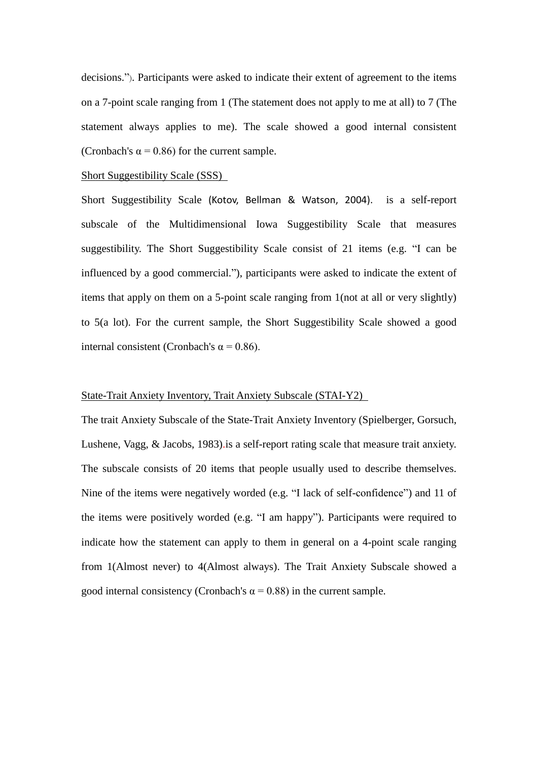decisions.”). Participants were asked to indicate their extent of agreement to the items on a 7-point scale ranging from 1 (The statement does not apply to me at all) to 7 (The statement always applies to me). The scale showed a good internal consistent (Cronbach's α = 0.86) for the current sample.

<u>Short Suggestibility Scale (SSS)</u>

Short Suggestibility Scale (Kotov, Bellman & Watson, 2004). is a self-report subscale of the Multidimensional Iowa Suggestibility Scale that measures suggestibility. The Short Suggestibility Scale consist of 21 items (e.g. “I can be influenced by a good commercial.”), participants were asked to indicate the extent of items that apply on them on a 5-point scale ranging from 1(not at all or very slightly) to 5(a lot). For the current sample, the Short Suggestibility Scale showed a good internal consistent (Cronbach's α = 0.86).

<u>State-Trait Anxiety Inventory, Trait Anxiety Subscale (STAI-Y2)</u>

The trait Anxiety Subscale of the State-Trait Anxiety Inventory (Spielberger, Gorsuch, Lushene, Vagg, & Jacobs, 1983).is a self-report rating scale that measure trait anxiety. The subscale consists of 20 items that people usually used to describe themselves. Nine of the items were negatively worded (e.g. “I lack of self-confidence”) and 11 of the items were positively worded (e.g. “I am happy”). Participants were required to indicate how the statement can apply to them in general on a 4-point scale ranging from 1(Almost never) to 4(Almost always). The Trait Anxiety Subscale showed a good internal consistency (Cronbach's α = 0.88) in the current sample.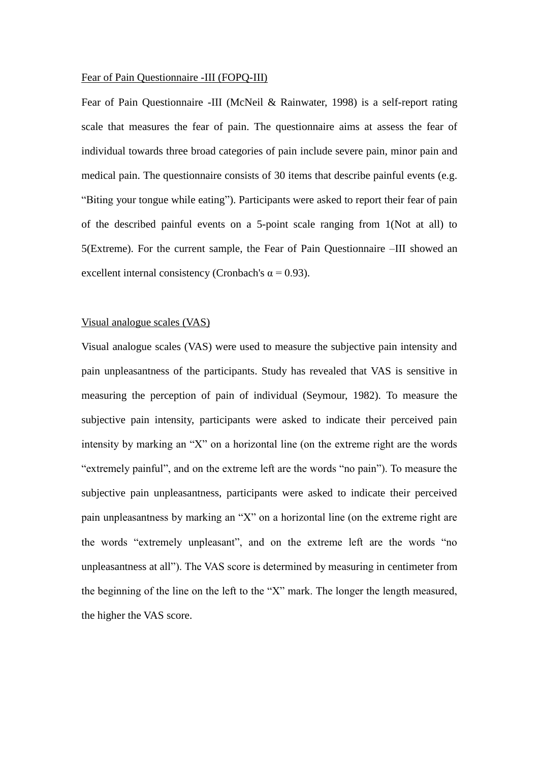Fear of Pain Questionnaire -III (FOPQ-III)

Fear of Pain Questionnaire -III (McNeil & Rainwater, 1998) is a self-report rating scale that measures the fear of pain. The questionnaire aims at assess the fear of individual towards three broad categories of pain include severe pain, minor pain and medical pain. The questionnaire consists of 30 items that describe painful events (e.g. “Biting your tongue while eating”). Participants were asked to report their fear of pain of the described painful events on a 5-point scale ranging from 1(Not at all) to 5(Extreme). For the current sample, the Fear of Pain Questionnaire –III showed an excellent internal consistency (Cronbach's $\alpha = 0.93$).

Visual analogue scales (VAS)

Visual analogue scales (VAS) were used to measure the subjective pain intensity and pain unpleasantness of the participants. Study has revealed that VAS is sensitive in measuring the perception of pain of individual (Seymour, 1982). To measure the subjective pain intensity, participants were asked to indicate their perceived pain intensity by marking an “X” on a horizontal line (on the extreme right are the words “extremely painful”, and on the extreme left are the words “no pain”). To measure the subjective pain unpleasantness, participants were asked to indicate their perceived pain unpleasantness by marking an “X” on a horizontal line (on the extreme right are the words “extremely unpleasant”, and on the extreme left are the words “no unpleasantness at all”). The VAS score is determined by measuring in centimeter from the beginning of the line on the left to the “X” mark. The longer the length measured, the higher the VAS score.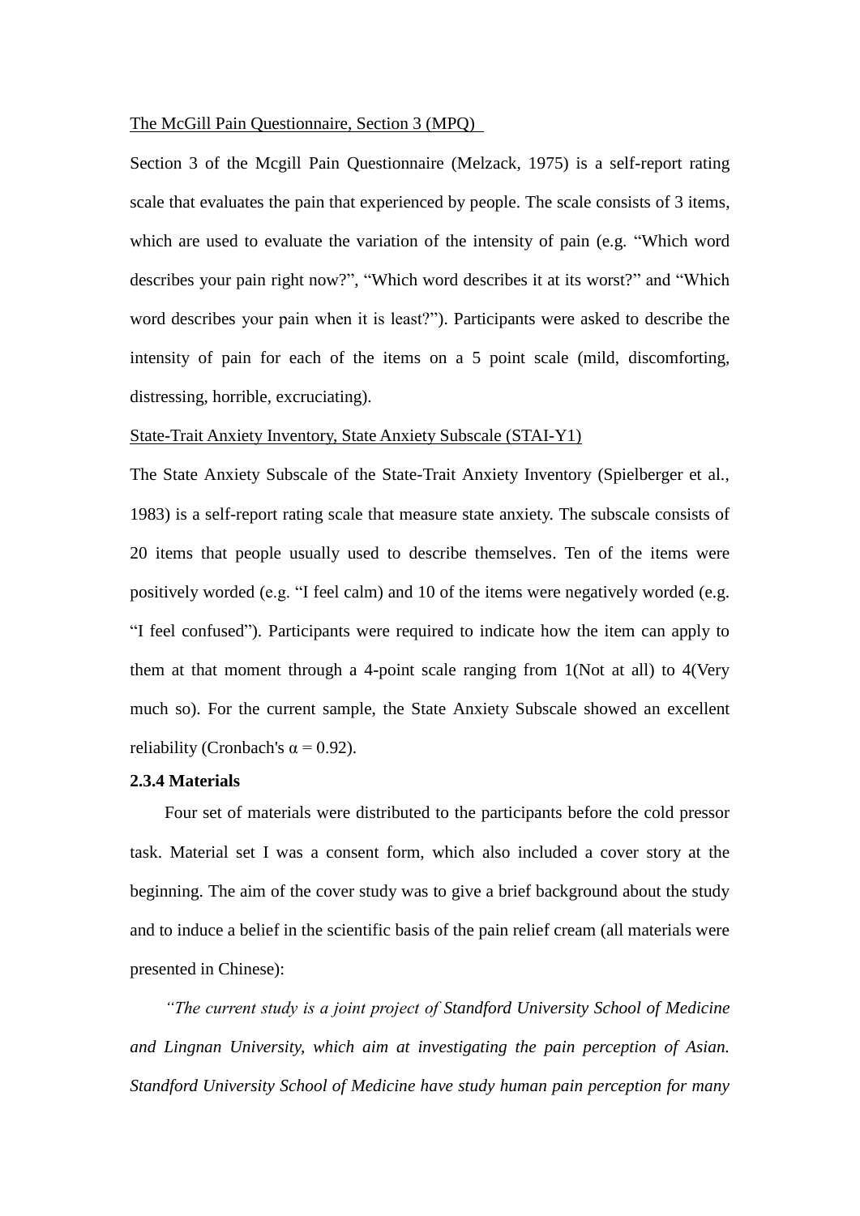The McGill Pain Questionnaire, Section 3 (MPQ)

Section 3 of the Mcgill Pain Questionnaire (Melzack, 1975) is a self-report rating scale that evaluates the pain that experienced by people. The scale consists of 3 items, which are used to evaluate the variation of the intensity of pain (e.g. "Which word describes your pain right now?", "Which word describes it at its worst?" and "Which word describes your pain when it is least?"). Participants were asked to describe the intensity of pain for each of the items on a 5 point scale (mild, discomforting, distressing, horrible, excruciating).

State-Trait Anxiety Inventory, State Anxiety Subscale (STAI-Y1)

The State Anxiety Subscale of the State-Trait Anxiety Inventory (Spielberger et al., 1983) is a self-report rating scale that measure state anxiety. The subscale consists of 20 items that people usually used to describe themselves. Ten of the items were positively worded (e.g. "I feel calm) and 10 of the items were negatively worded (e.g. "I feel confused"). Participants were required to indicate how the item can apply to them at that moment through a 4-point scale ranging from 1(Not at all) to 4(Very much so). For the current sample, the State Anxiety Subscale showed an excellent reliability (Cronbach's α = 0.92).

**2.3.4 Materials**

Four set of materials were distributed to the participants before the cold pressor task. Material set I was a consent form, which also included a cover story at the beginning. The aim of the cover study was to give a brief background about the study and to induce a belief in the scientific basis of the pain relief cream (all materials were presented in Chinese):

*"The current study is a joint project of Standford University School of Medicine and Lingnan University, which aim at investigating the pain perception of Asian. Standford University School of Medicine have study human pain perception for many*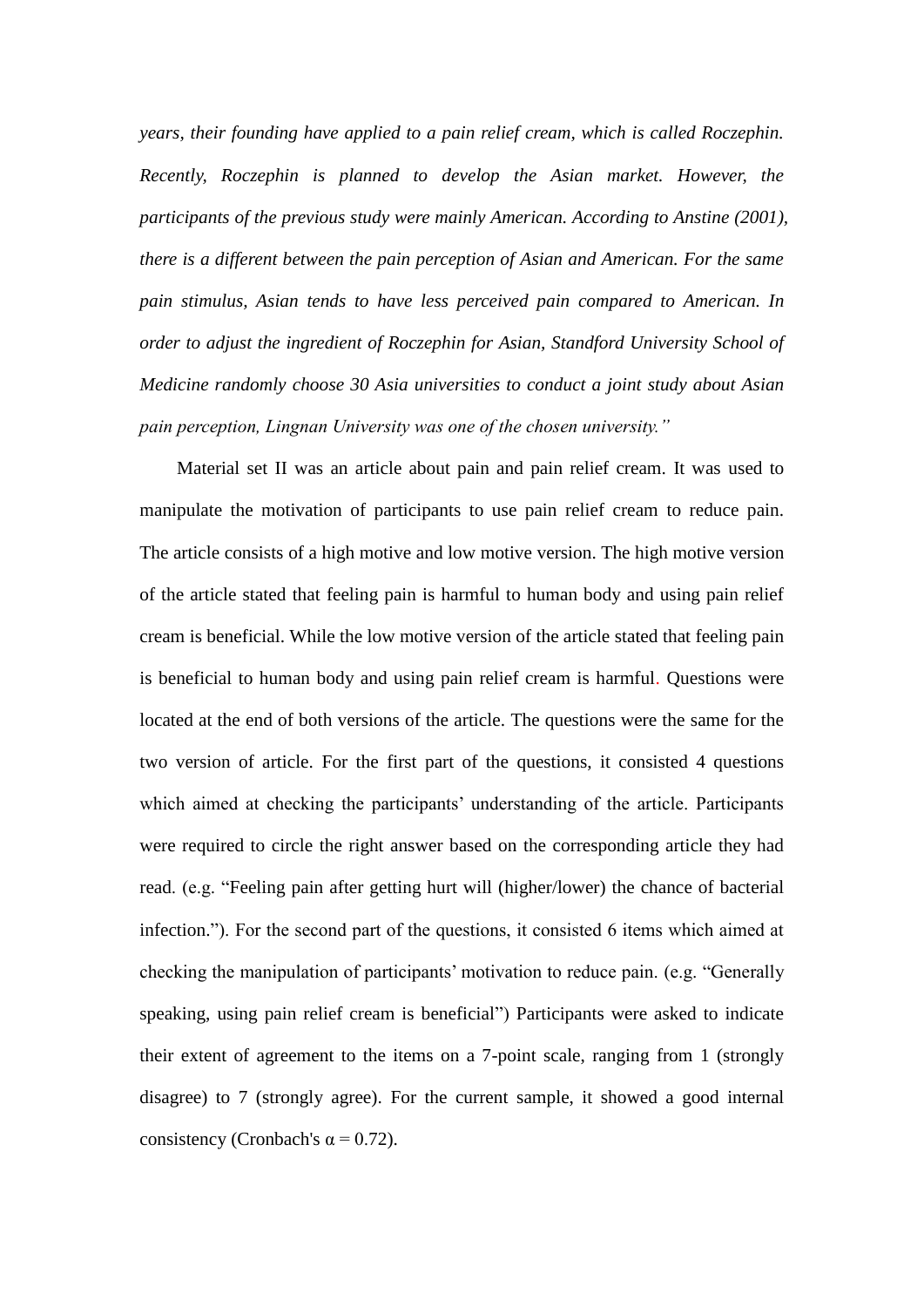*years, their founding have applied to a pain relief cream, which is called Roczephin. Recently, Roczephin is planned to develop the Asian market. However, the participants of the previous study were mainly American. According to Anstine (2001), there is a different between the pain perception of Asian and American. For the same pain stimulus, Asian tends to have less perceived pain compared to American. In order to adjust the ingredient of Roczephin for Asian, Standford University School of Medicine randomly choose 30 Asia universities to conduct a joint study about Asian pain perception, Lingnan University was one of the chosen university."*

Material set II was an article about pain and pain relief cream. It was used to manipulate the motivation of participants to use pain relief cream to reduce pain. The article consists of a high motive and low motive version. The high motive version of the article stated that feeling pain is harmful to human body and using pain relief cream is beneficial. While the low motive version of the article stated that feeling pain is beneficial to human body and using pain relief cream is harmful. Questions were located at the end of both versions of the article. The questions were the same for the two version of article. For the first part of the questions, it consisted 4 questions which aimed at checking the participants' understanding of the article. Participants were required to circle the right answer based on the corresponding article they had read. (e.g. "Feeling pain after getting hurt will (higher/lower) the chance of bacterial infection."). For the second part of the questions, it consisted 6 items which aimed at checking the manipulation of participants' motivation to reduce pain. (e.g. "Generally speaking, using pain relief cream is beneficial") Participants were asked to indicate their extent of agreement to the items on a 7-point scale, ranging from 1 (strongly disagree) to 7 (strongly agree). For the current sample, it showed a good internal consistency (Cronbach's $\alpha = 0.72$).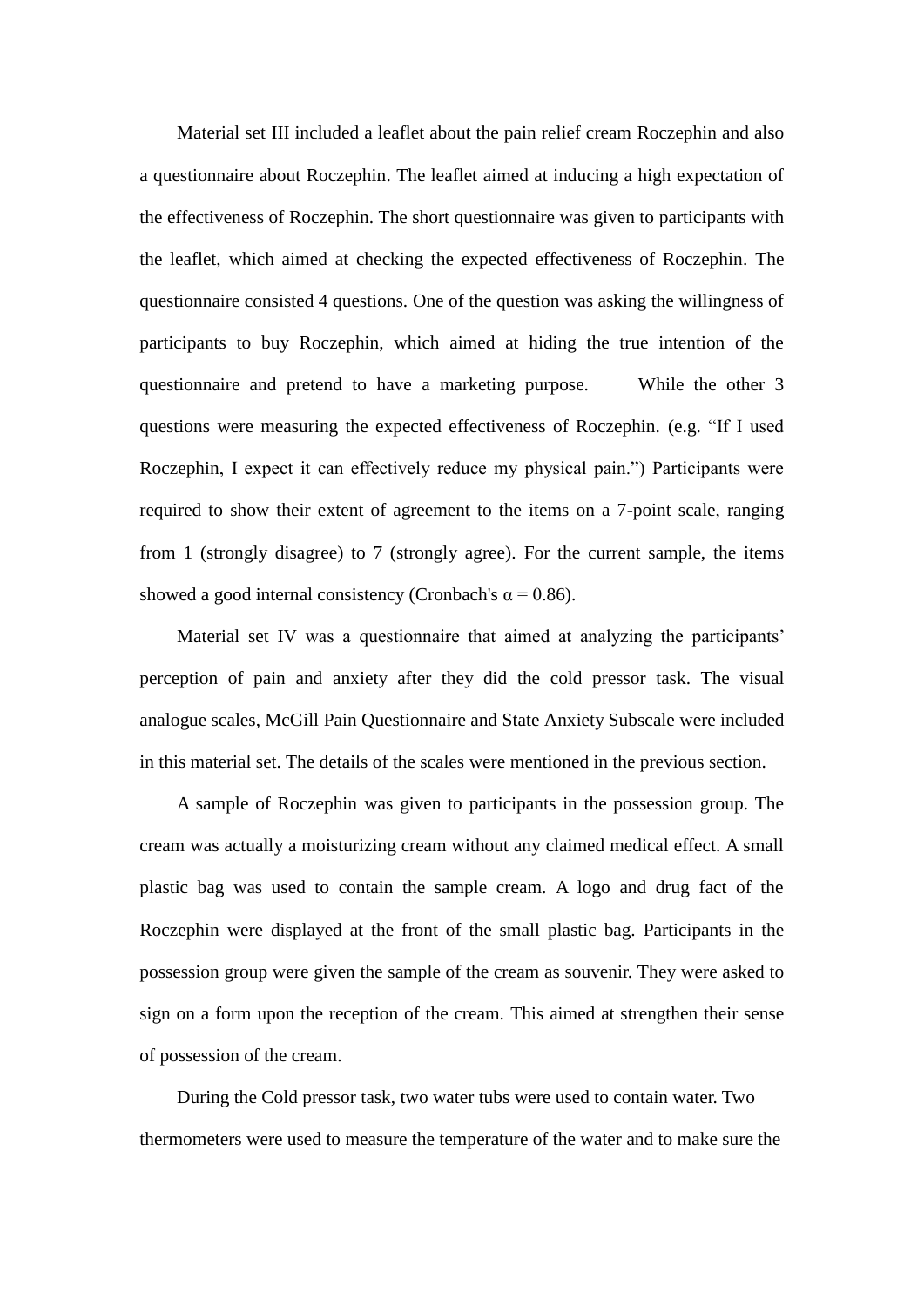Material set III included a leaflet about the pain relief cream Roczephin and also a questionnaire about Roczephin. The leaflet aimed at inducing a high expectation of the effectiveness of Roczephin. The short questionnaire was given to participants with the leaflet, which aimed at checking the expected effectiveness of Roczephin. The questionnaire consisted 4 questions. One of the question was asking the willingness of participants to buy Roczephin, which aimed at hiding the true intention of the questionnaire and pretend to have a marketing purpose. While the other 3 questions were measuring the expected effectiveness of Roczephin. (e.g. "If I used Roczephin, I expect it can effectively reduce my physical pain.") Participants were required to show their extent of agreement to the items on a 7-point scale, ranging from 1 (strongly disagree) to 7 (strongly agree). For the current sample, the items showed a good internal consistency (Cronbach's $\alpha = 0.86$).

Material set IV was a questionnaire that aimed at analyzing the participants' perception of pain and anxiety after they did the cold pressor task. The visual analogue scales, McGill Pain Questionnaire and State Anxiety Subscale were included in this material set. The details of the scales were mentioned in the previous section.

A sample of Roczephin was given to participants in the possession group. The cream was actually a moisturizing cream without any claimed medical effect. A small plastic bag was used to contain the sample cream. A logo and drug fact of the Roczephin were displayed at the front of the small plastic bag. Participants in the possession group were given the sample of the cream as souvenir. They were asked to sign on a form upon the reception of the cream. This aimed at strengthen their sense of possession of the cream.

During the Cold pressor task, two water tubs were used to contain water. Two thermometers were used to measure the temperature of the water and to make sure the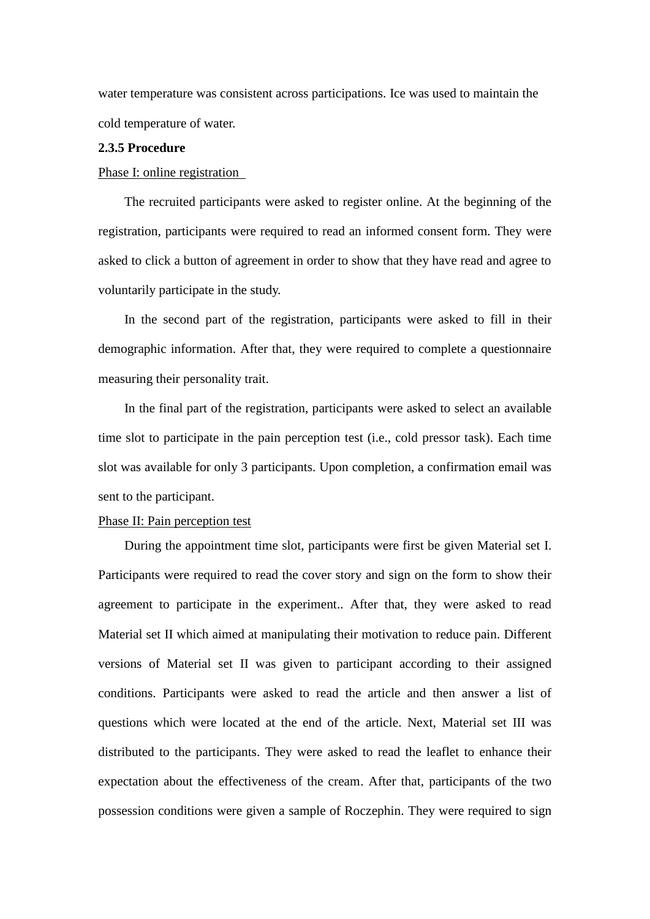water temperature was consistent across participations. Ice was used to maintain the cold temperature of water.

**2.3.5 Procedure**

Phase I: online registration

The recruited participants were asked to register online. At the beginning of the registration, participants were required to read an informed consent form. They were asked to click a button of agreement in order to show that they have read and agree to voluntarily participate in the study.

In the second part of the registration, participants were asked to fill in their demographic information. After that, they were required to complete a questionnaire measuring their personality trait.

In the final part of the registration, participants were asked to select an available time slot to participate in the pain perception test (i.e., cold pressor task). Each time slot was available for only 3 participants. Upon completion, a confirmation email was sent to the participant.

Phase II: Pain perception test

During the appointment time slot, participants were first be given Material set I. Participants were required to read the cover story and sign on the form to show their agreement to participate in the experiment.. After that, they were asked to read Material set II which aimed at manipulating their motivation to reduce pain. Different versions of Material set II was given to participant according to their assigned conditions. Participants were asked to read the article and then answer a list of questions which were located at the end of the article. Next, Material set III was distributed to the participants. They were asked to read the leaflet to enhance their expectation about the effectiveness of the cream. After that, participants of the two possession conditions were given a sample of Roczephin. They were required to sign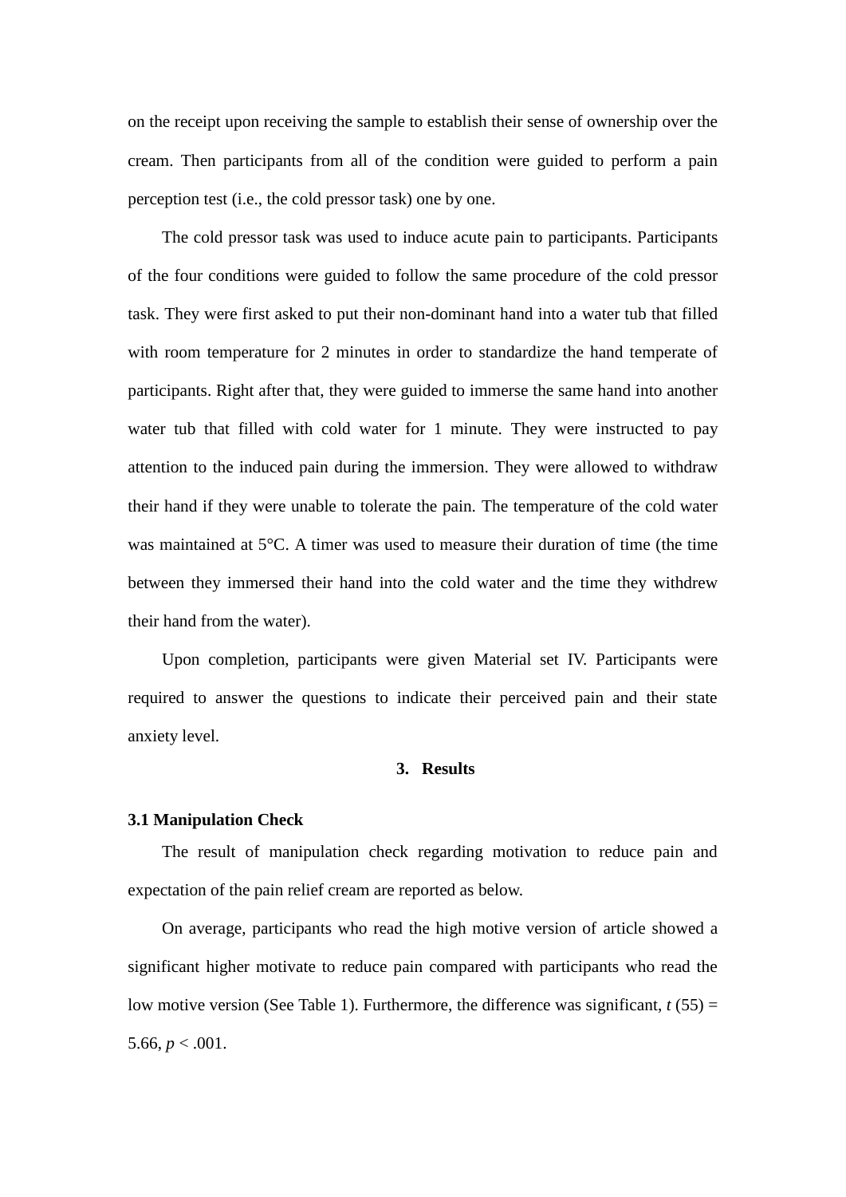on the receipt upon receiving the sample to establish their sense of ownership over the cream. Then participants from all of the condition were guided to perform a pain perception test (i.e., the cold pressor task) one by one.

The cold pressor task was used to induce acute pain to participants. Participants of the four conditions were guided to follow the same procedure of the cold pressor task. They were first asked to put their non-dominant hand into a water tub that filled with room temperature for 2 minutes in order to standardize the hand temperate of participants. Right after that, they were guided to immerse the same hand into another water tub that filled with cold water for 1 minute. They were instructed to pay attention to the induced pain during the immersion. They were allowed to withdraw their hand if they were unable to tolerate the pain. The temperature of the cold water was maintained at 5°C. A timer was used to measure their duration of time (the time between they immersed their hand into the cold water and the time they withdrew their hand from the water).

Upon completion, participants were given Material set IV. Participants were required to answer the questions to indicate their perceived pain and their state anxiety level.

## 3. Results

### 3.1 Manipulation Check

The result of manipulation check regarding motivation to reduce pain and expectation of the pain relief cream are reported as below.

On average, participants who read the high motive version of article showed a significant higher motivate to reduce pain compared with participants who read the low motive version (See Table 1). Furthermore, the difference was significant, $t\,(55) = 5.66$, $p < .001$.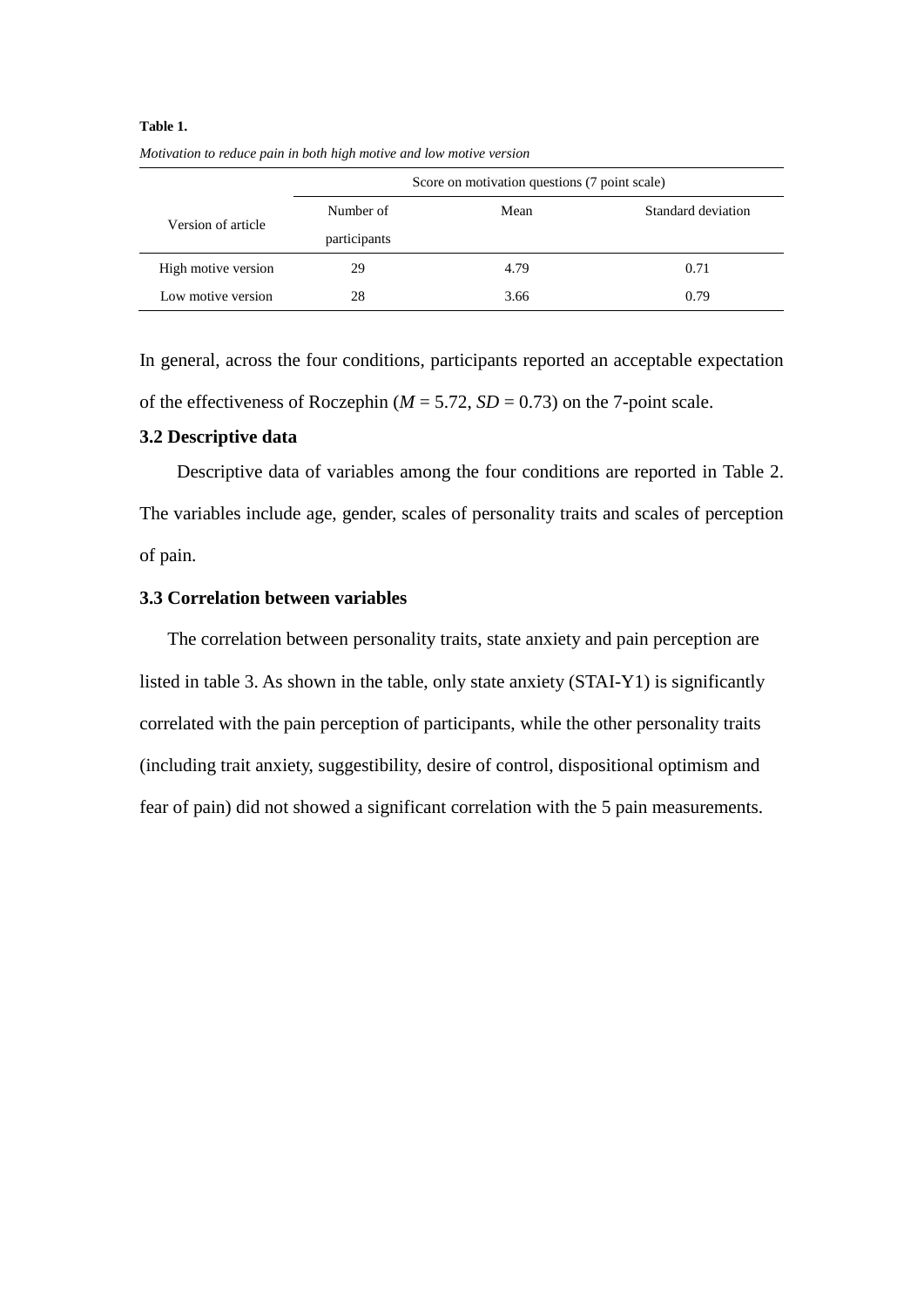**Table 1.**

*Motivation to reduce pain in both high motive and low motive version*

| Version of article | Score on motivation questions (7 point scale) | | |
|---|---|---|---|
| | Number of participants | Mean | Standard deviation |
| High motive version | 29 | 4.79 | 0.71 |
| Low motive version | 28 | 3.66 | 0.79 |

In general, across the four conditions, participants reported an acceptable expectation of the effectiveness of Roczephin (*M* = 5.72, *SD* = 0.73) on the 7-point scale.

### 3.2 Descriptive data

Descriptive data of variables among the four conditions are reported in Table 2. The variables include age, gender, scales of personality traits and scales of perception of pain.

### 3.3 Correlation between variables

The correlation between personality traits, state anxiety and pain perception are listed in table 3. As shown in the table, only state anxiety (STAI-Y1) is significantly correlated with the pain perception of participants, while the other personality traits (including trait anxiety, suggestibility, desire of control, dispositional optimism and fear of pain) did not showed a significant correlation with the 5 pain measurements.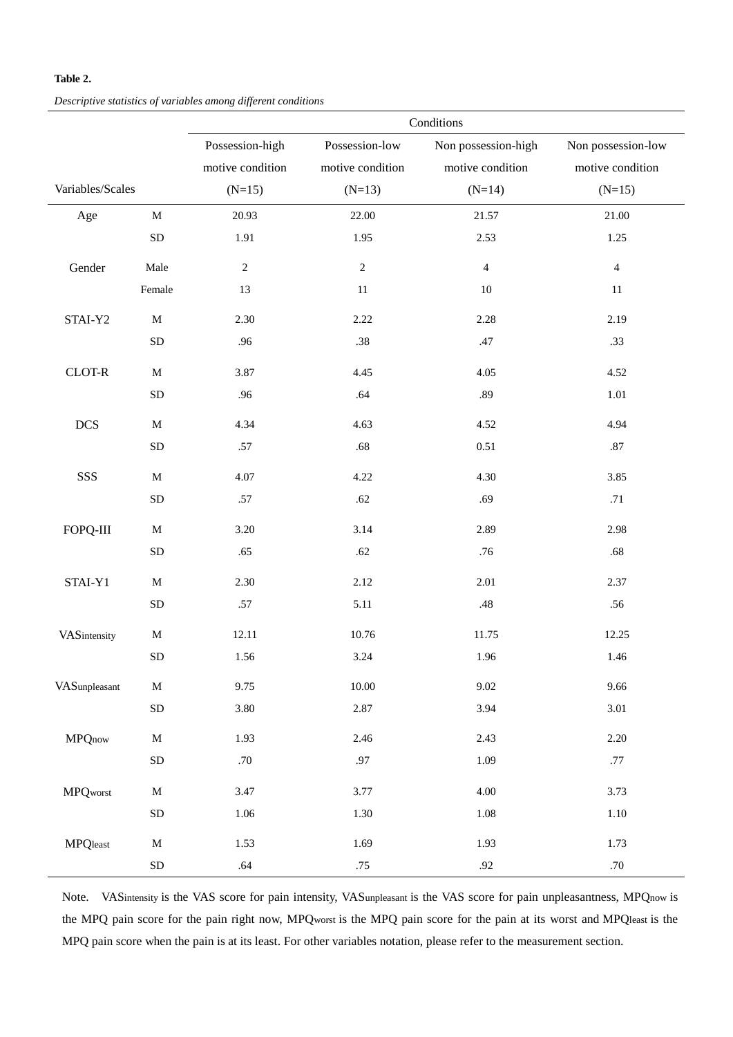**Table 2.**

*Descriptive statistics of variables among different conditions*

| Variables/Scales | | Possession-high motive condition (N=15) | Possession-low motive condition (N=13) | Non possession-high motive condition (N=14) | Non possession-low motive condition (N=15) |
|---|---|---|---|---|---|
| Age | M | 20.93 | 22.00 | 21.57 | 21.00 |
| | SD | 1.91 | 1.95 | 2.53 | 1.25 |
| Gender | Male | 2 | 2 | 4 | 4 |
| | Female | 13 | 11 | 10 | 11 |
| STAI-Y2 | M | 2.30 | 2.22 | 2.28 | 2.19 |
| | SD | .96 | .38 | .47 | .33 |
| CLOT-R | M | 3.87 | 4.45 | 4.05 | 4.52 |
| | SD | .96 | .64 | .89 | 1.01 |
| DCS | M | 4.34 | 4.63 | 4.52 | 4.94 |
| | SD | .57 | .68 | 0.51 | .87 |
| SSS | M | 4.07 | 4.22 | 4.30 | 3.85 |
| | SD | .57 | .62 | .69 | .71 |
| FOPQ-III | M | 3.20 | 3.14 | 2.89 | 2.98 |
| | SD | .65 | .62 | .76 | .68 |
| STAI-Y1 | M | 2.30 | 2.12 | 2.01 | 2.37 |
| | SD | .57 | 5.11 | .48 | .56 |
| $VAS_{intensity}$ | M | 12.11 | 10.76 | 11.75 | 12.25 |
| | SD | 1.56 | 3.24 | 1.96 | 1.46 |
| $VAS_{unpleasant}$ | M | 9.75 | 10.00 | 9.02 | 9.66 |
| | SD | 3.80 | 2.87 | 3.94 | 3.01 |
| $MPQ_{now}$ | M | 1.93 | 2.46 | 2.43 | 2.20 |
| | SD | .70 | .97 | 1.09 | .77 |
| $MPQ_{worst}$ | M | 3.47 | 3.77 | 4.00 | 3.73 |
| | SD | 1.06 | 1.30 | 1.08 | 1.10 |
| $MPQ_{least}$ | M | 1.53 | 1.69 | 1.93 | 1.73 |
| | SD | .64 | .75 | .92 | .70 |

Note. $VAS_{intensity}$ is the VAS score for pain intensity, $VAS_{unpleasant}$ is the VAS score for pain unpleasantness, $MPQ_{now}$ is the MPQ pain score for the pain right now, $MPQ_{worst}$ is the MPQ pain score for the pain at its worst and $MPQ_{least}$ is the MPQ pain score when the pain is at its least. For other variables notation, please refer to the measurement section.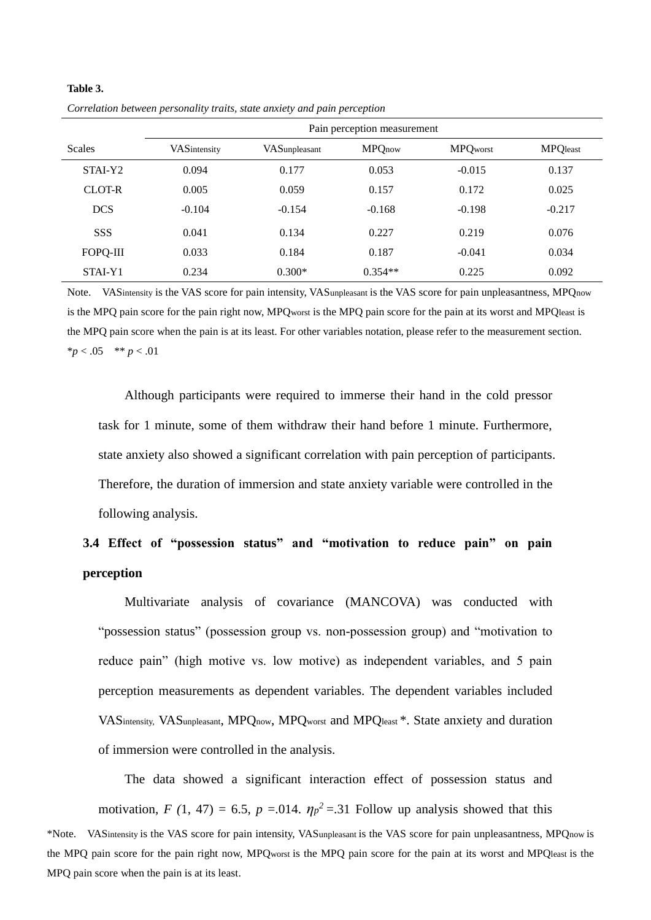**Table 3.**

*Correlation between personality traits, state anxiety and pain perception*

| Scales | Pain perception measurement | | | | |
|---|---|---|---|---|---|
| | $VAS_{intensity}$ | $VAS_{unpleasant}$ | $MPQ_{now}$ | $MPQ_{worst}$ | $MPQ_{least}$ |
| STAI-Y2 | 0.094 | 0.177 | 0.053 | -0.015 | 0.137 |
| CLOT-R | 0.005 | 0.059 | 0.157 | 0.172 | 0.025 |
| DCS | -0.104 | -0.154 | -0.168 | -0.198 | -0.217 |
| SSS | 0.041 | 0.134 | 0.227 | 0.219 | 0.076 |
| FOPQ-III | 0.033 | 0.184 | 0.187 | -0.041 | 0.034 |
| STAI-Y1 | 0.234 | 0.300* | 0.354** | 0.225 | 0.092 |

Note. $VAS_{intensity}$ is the VAS score for pain intensity, $VAS_{unpleasant}$ is the VAS score for pain unpleasantness, $MPQ_{now}$ is the MPQ pain score for the pain right now, $MPQ_{worst}$ is the MPQ pain score for the pain at its worst and $MPQ_{least}$ is the MPQ pain score when the pain is at its least. For other variables notation, please refer to the measurement section.
*$p < .05$ ** $p < .01$

Although participants were required to immerse their hand in the cold pressor task for 1 minute, some of them withdraw their hand before 1 minute. Furthermore, state anxiety also showed a significant correlation with pain perception of participants. Therefore, the duration of immersion and state anxiety variable were controlled in the following analysis.

### 3.4 Effect of "possession status" and "motivation to reduce pain" on pain perception

Multivariate analysis of covariance (MANCOVA) was conducted with "possession status" (possession group vs. non-possession group) and "motivation to reduce pain" (high motive vs. low motive) as independent variables, and 5 pain perception measurements as dependent variables. The dependent variables included $VAS_{intensity}$, $VAS_{unpleasant}$, $MPQ_{now}$, $MPQ_{worst}$ and $MPQ_{least}$ *. State anxiety and duration of immersion were controlled in the analysis.

The data showed a significant interaction effect of possession status and motivation, $F(1, 47) = 6.5$, $p = .014$. $\eta_p^2 = .31$ Follow up analysis showed that this

*Note. $VAS_{intensity}$ is the VAS score for pain intensity, $VAS_{unpleasant}$ is the VAS score for pain unpleasantness, $MPQ_{now}$ is the MPQ pain score for the pain right now, $MPQ_{worst}$ is the MPQ pain score for the pain at its worst and $MPQ_{least}$ is the MPQ pain score when the pain is at its least.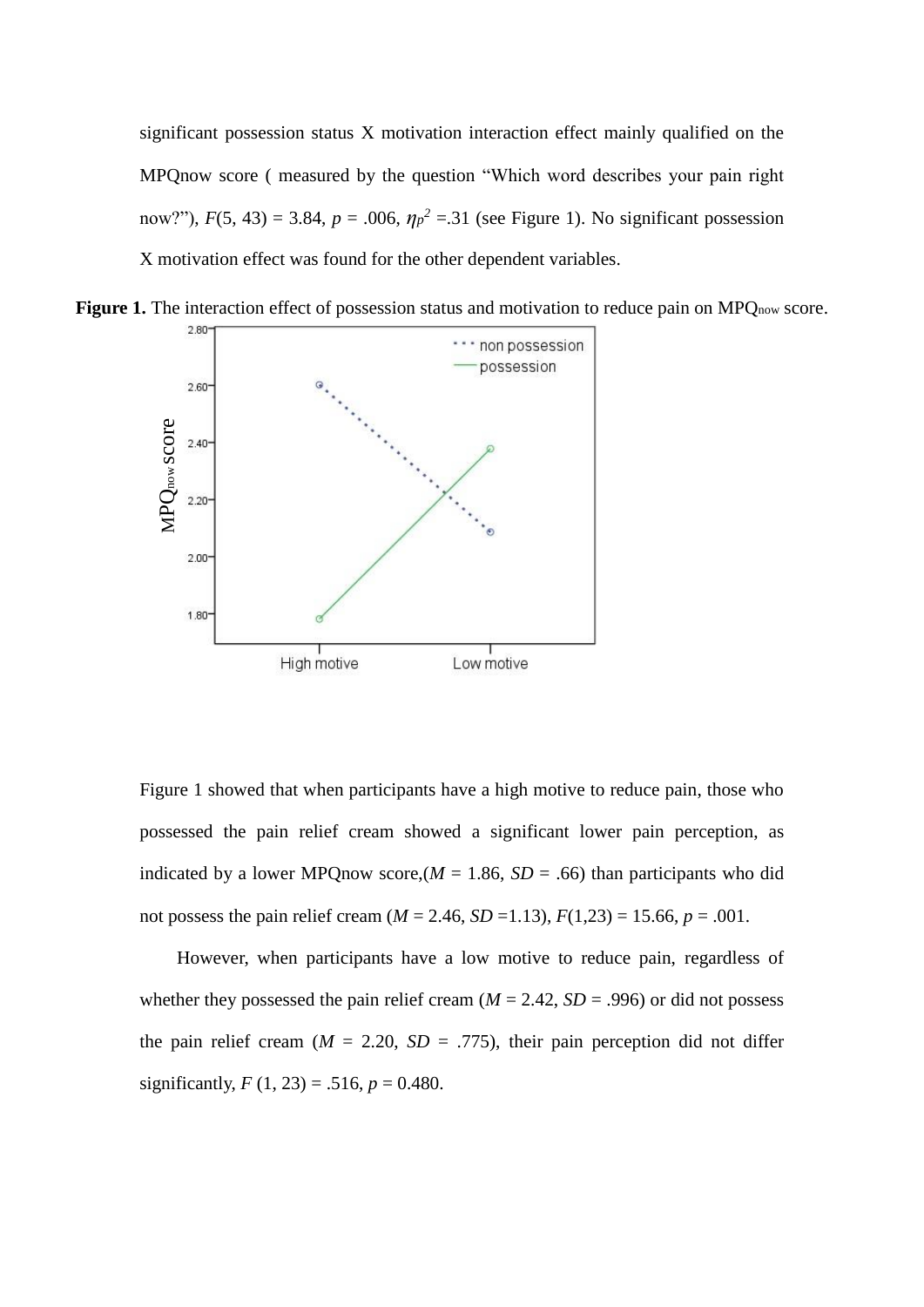significant possession status X motivation interaction effect mainly qualified on the MPQnow score ( measured by the question "Which word describes your pain right now?"), $F(5, 43) = 3.84$, $p = .006$, $\eta_p^2 = .31$ (see Figure 1). No significant possession X motivation effect was found for the other dependent variables.

**Figure 1.** The interaction effect of possession status and motivation to reduce pain on $MPQ_{now}$ score.

Figure 1 showed that when participants have a high motive to reduce pain, those who possessed the pain relief cream showed a significant lower pain perception, as indicated by a lower MPQnow score,($M = 1.86$, $SD = .66$) than participants who did not possess the pain relief cream ($M = 2.46$, $SD = 1.13$), $F(1,23) = 15.66$, $p = .001$.

However, when participants have a low motive to reduce pain, regardless of whether they possessed the pain relief cream ($M = 2.42$, $SD = .996$) or did not possess the pain relief cream ($M = 2.20$, $SD = .775$), their pain perception did not differ significantly, $F(1, 23) = .516$, $p = 0.480$.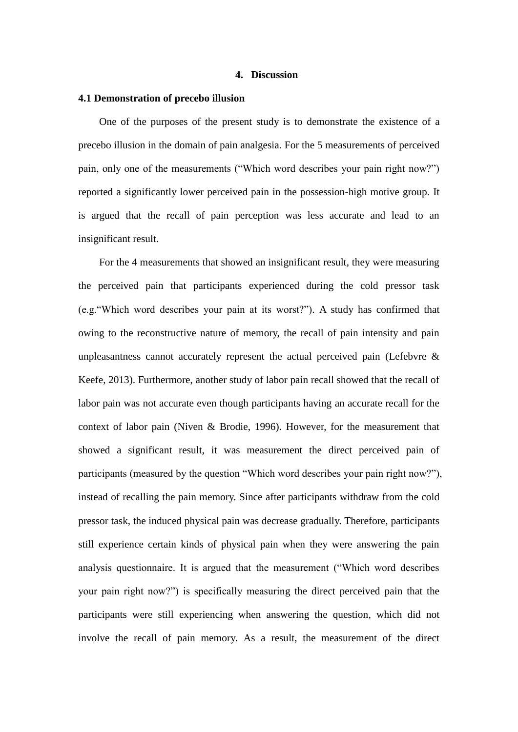# 4. Discussion

## 4.1 Demonstration of precebo illusion

One of the purposes of the present study is to demonstrate the existence of a precebo illusion in the domain of pain analgesia. For the 5 measurements of perceived pain, only one of the measurements ("Which word describes your pain right now?") reported a significantly lower perceived pain in the possession-high motive group. It is argued that the recall of pain perception was less accurate and lead to an insignificant result.

For the 4 measurements that showed an insignificant result, they were measuring the perceived pain that participants experienced during the cold pressor task (e.g."Which word describes your pain at its worst?"). A study has confirmed that owing to the reconstructive nature of memory, the recall of pain intensity and pain unpleasantness cannot accurately represent the actual perceived pain (Lefebvre & Keefe, 2013). Furthermore, another study of labor pain recall showed that the recall of labor pain was not accurate even though participants having an accurate recall for the context of labor pain (Niven & Brodie, 1996). However, for the measurement that showed a significant result, it was measurement the direct perceived pain of participants (measured by the question "Which word describes your pain right now?"), instead of recalling the pain memory. Since after participants withdraw from the cold pressor task, the induced physical pain was decrease gradually. Therefore, participants still experience certain kinds of physical pain when they were answering the pain analysis questionnaire. It is argued that the measurement ("Which word describes your pain right now?") is specifically measuring the direct perceived pain that the participants were still experiencing when answering the question, which did not involve the recall of pain memory. As a result, the measurement of the direct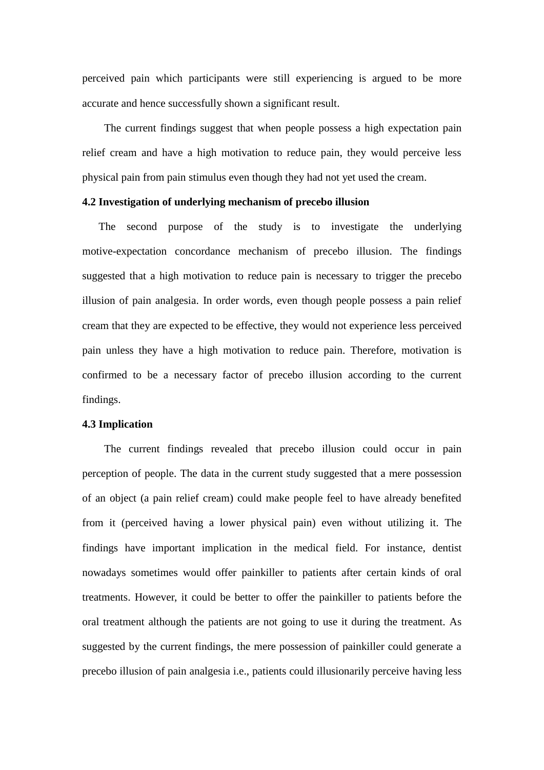perceived pain which participants were still experiencing is argued to be more accurate and hence successfully shown a significant result.

The current findings suggest that when people possess a high expectation pain relief cream and have a high motivation to reduce pain, they would perceive less physical pain from pain stimulus even though they had not yet used the cream.

### 4.2 Investigation of underlying mechanism of precebo illusion

The second purpose of the study is to investigate the underlying motive-expectation concordance mechanism of precebo illusion. The findings suggested that a high motivation to reduce pain is necessary to trigger the precebo illusion of pain analgesia. In order words, even though people possess a pain relief cream that they are expected to be effective, they would not experience less perceived pain unless they have a high motivation to reduce pain. Therefore, motivation is confirmed to be a necessary factor of precebo illusion according to the current findings.

### 4.3 Implication

The current findings revealed that precebo illusion could occur in pain perception of people. The data in the current study suggested that a mere possession of an object (a pain relief cream) could make people feel to have already benefited from it (perceived having a lower physical pain) even without utilizing it. The findings have important implication in the medical field. For instance, dentist nowadays sometimes would offer painkiller to patients after certain kinds of oral treatments. However, it could be better to offer the painkiller to patients before the oral treatment although the patients are not going to use it during the treatment. As suggested by the current findings, the mere possession of painkiller could generate a precebo illusion of pain analgesia i.e., patients could illusionarily perceive having less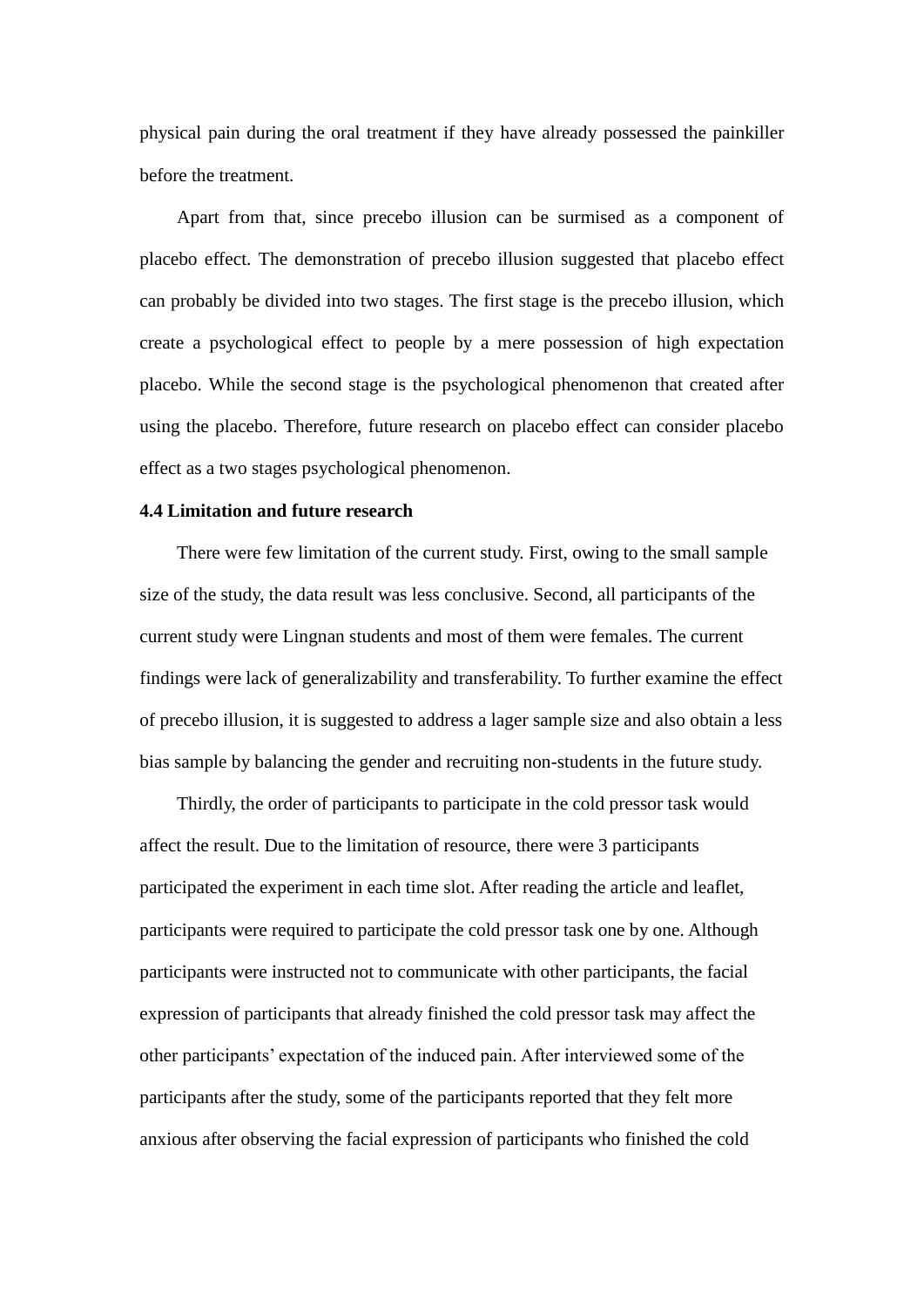physical pain during the oral treatment if they have already possessed the painkiller before the treatment.

Apart from that, since precebo illusion can be surmised as a component of placebo effect. The demonstration of precebo illusion suggested that placebo effect can probably be divided into two stages. The first stage is the precebo illusion, which create a psychological effect to people by a mere possession of high expectation placebo. While the second stage is the psychological phenomenon that created after using the placebo. Therefore, future research on placebo effect can consider placebo effect as a two stages psychological phenomenon.

**4.4 Limitation and future research**

There were few limitation of the current study. First, owing to the small sample size of the study, the data result was less conclusive. Second, all participants of the current study were Lingnan students and most of them were females. The current findings were lack of generalizability and transferability. To further examine the effect of precebo illusion, it is suggested to address a lager sample size and also obtain a less bias sample by balancing the gender and recruiting non-students in the future study.

Thirdly, the order of participants to participate in the cold pressor task would affect the result. Due to the limitation of resource, there were 3 participants participated the experiment in each time slot. After reading the article and leaflet, participants were required to participate the cold pressor task one by one. Although participants were instructed not to communicate with other participants, the facial expression of participants that already finished the cold pressor task may affect the other participants' expectation of the induced pain. After interviewed some of the participants after the study, some of the participants reported that they felt more anxious after observing the facial expression of participants who finished the cold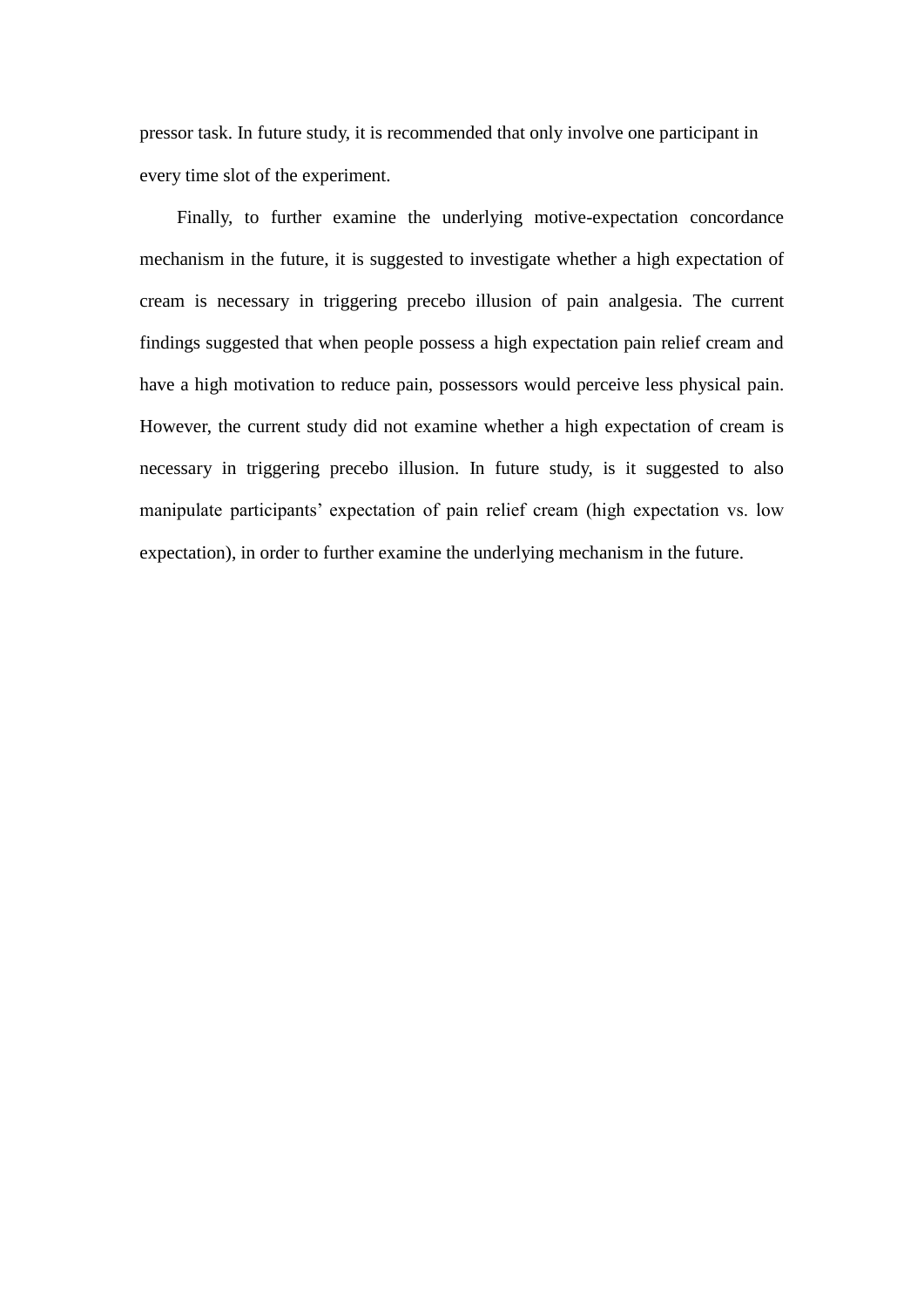pressor task. In future study, it is recommended that only involve one participant in every time slot of the experiment.

Finally, to further examine the underlying motive-expectation concordance mechanism in the future, it is suggested to investigate whether a high expectation of cream is necessary in triggering precebo illusion of pain analgesia. The current findings suggested that when people possess a high expectation pain relief cream and have a high motivation to reduce pain, possessors would perceive less physical pain. However, the current study did not examine whether a high expectation of cream is necessary in triggering precebo illusion. In future study, is it suggested to also manipulate participants' expectation of pain relief cream (high expectation vs. low expectation), in order to further examine the underlying mechanism in the future.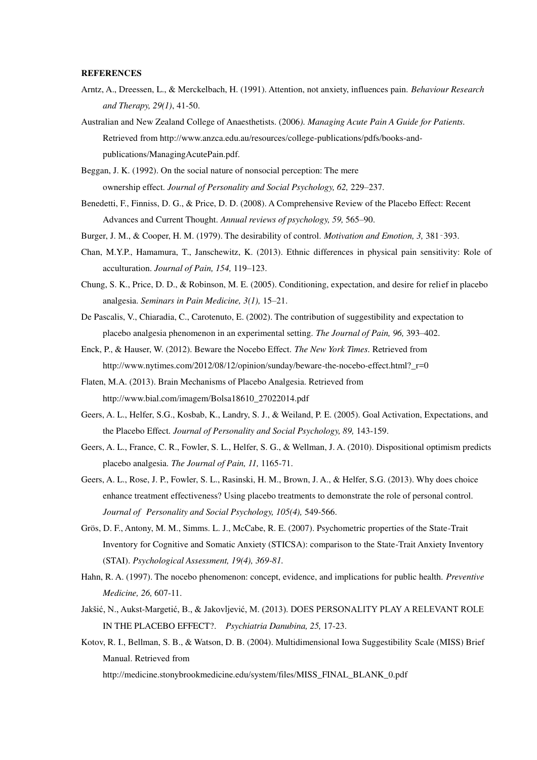**REFERENCES**

Arntz, A., Dreessen, L., & Merckelbach, H. (1991). Attention, not anxiety, influences pain. *Behaviour Research and Therapy, 29(1)*, 41-50.

Australian and New Zealand College of Anaesthetists. (2006*). Managing Acute Pain A Guide for Patients.* Retrieved from http://www.anzca.edu.au/resources/college-publications/pdfs/books-and-publications/ManagingAcutePain.pdf.

Beggan, J. K. (1992). On the social nature of nonsocial perception: The mere ownership effect. *Journal of Personality and Social Psychology, 62,* 229–237.

Benedetti, F., Finniss, D. G., & Price, D. D. (2008). A Comprehensive Review of the Placebo Effect: Recent Advances and Current Thought. *Annual reviews of psychology, 59,* 565–90.

Burger, J. M., & Cooper, H. M. (1979). The desirability of control. *Motivation and Emotion, 3,* 381-393.

Chan, M.Y.P., Hamamura, T., Janschewitz, K. (2013). Ethnic differences in physical pain sensitivity: Role of acculturation. *Journal of Pain, 154,* 119–123.

Chung, S. K., Price, D. D., & Robinson, M. E. (2005). Conditioning, expectation, and desire for relief in placebo analgesia. *Seminars in Pain Medicine, 3(1),* 15–21.

De Pascalis, V., Chiaradia, C., Carotenuto, E. (2002). The contribution of suggestibility and expectation to placebo analgesia phenomenon in an experimental setting. *The Journal of Pain, 96,* 393–402.

Enck, P., & Hauser, W. (2012). Beware the Nocebo Effect. *The New York Times*. Retrieved from http://www.nytimes.com/2012/08/12/opinion/sunday/beware-the-nocebo-effect.html?_r=0

Flaten, M.A. (2013). Brain Mechanisms of Placebo Analgesia. Retrieved from http://www.bial.com/imagem/Bolsa18610_27022014.pdf

Geers, A. L., Helfer, S.G., Kosbab, K., Landry, S. J., & Weiland, P. E. (2005). Goal Activation, Expectations, and the Placebo Effect. *Journal of Personality and Social Psychology, 89,* 143-159.

Geers, A. L., France, C. R., Fowler, S. L., Helfer, S. G., & Wellman, J. A. (2010). Dispositional optimism predicts placebo analgesia. *The Journal of Pain, 11,* 1165-71.

Geers, A. L., Rose, J. P., Fowler, S. L., Rasinski, H. M., Brown, J. A., & Helfer, S.G. (2013). Why does choice enhance treatment effectiveness? Using placebo treatments to demonstrate the role of personal control. *Journal of Personality and Social Psychology, 105(4),* 549-566.

Grös, D. F., Antony, M. M., Simms. L. J., McCabe, R. E. (2007). Psychometric properties of the State-Trait Inventory for Cognitive and Somatic Anxiety (STICSA): comparison to the State-Trait Anxiety Inventory (STAI). *Psychological Assessment, 19(4), 369-81.*

Hahn, R. A. (1997). The nocebo phenomenon: concept, evidence, and implications for public health. *Preventive Medicine, 26,* 607-11.

Jakšić, N., Aukst-Margetić, B., & Jakovljević, M. (2013). DOES PERSONALITY PLAY A RELEVANT ROLE IN THE PLACEBO EFFECT?. *Psychiatria Danubina, 25,* 17-23.

Kotov, R. I., Bellman, S. B., & Watson, D. B. (2004). Multidimensional Iowa Suggestibility Scale (MISS) Brief Manual. Retrieved from http://medicine.stonybrookmedicine.edu/system/files/MISS_FINAL_BLANK_0.pdf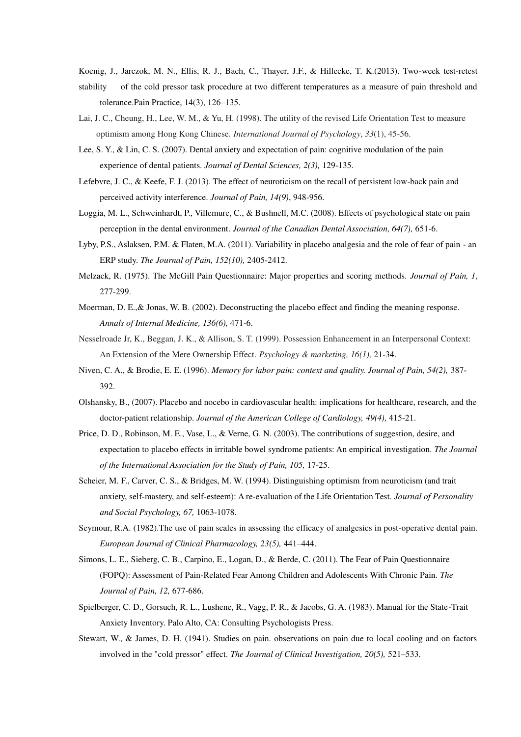Koenig, J., Jarczok, M. N., Ellis, R. J., Bach, C., Thayer, J.F., & Hillecke, T. K.(2013). Two-week test-retest stability of the cold pressor task procedure at two different temperatures as a measure of pain threshold and tolerance.Pain Practice, 14(3), 126–135.

Lai, J. C., Cheung, H., Lee, W. M., & Yu, H. (1998). The utility of the revised Life Orientation Test to measure optimism among Hong Kong Chinese. *International Journal of Psychology*, *33*(1), 45-56.

Lee, S. Y., & Lin, C. S. (2007). Dental anxiety and expectation of pain: cognitive modulation of the pain experience of dental patients. *Journal of Dental Sciences, 2(3),* 129-135.

Lefebvre, J. C., & Keefe, F. J. (2013). The effect of neuroticism on the recall of persistent low-back pain and perceived activity interference. *Journal of Pain, 14(9)*, 948-956.

Loggia, M. L., Schweinhardt, P., Villemure, C., & Bushnell, M.C. (2008). Effects of psychological state on pain perception in the dental environment. *Journal of the Canadian Dental Association, 64(7),* 651-6.

Lyby, P.S., Aslaksen, P.M. & Flaten, M.A. (2011). Variability in placebo analgesia and the role of fear of pain - an ERP study. *The Journal of Pain, 152(10),* 2405-2412.

Melzack, R. (1975). The McGill Pain Questionnaire: Major properties and scoring methods. *Journal of Pain, 1*, 277-299.

Moerman, D. E.,& Jonas, W. B. (2002). Deconstructing the placebo effect and finding the meaning response. *Annals of Internal Medicine, 136(6),* 471-6.

Nesselroade Jr, K., Beggan, J. K., & Allison, S. T. (1999). Possession Enhancement in an Interpersonal Context: An Extension of the Mere Ownership Effect. *Psychology & marketing, 16(1),* 21-34.

Niven, C. A., & Brodie, E. E. (1996). *Memory for labor pain: context and quality. Journal of Pain, 54(2),* 387-392.

Olshansky, B., (2007). Placebo and nocebo in cardiovascular health: implications for healthcare, research, and the doctor-patient relationship. *Journal of the American College of Cardiology, 49(4),* 415-21.

Price, D. D., Robinson, M. E., Vase, L., & Verne, G. N. (2003). The contributions of suggestion, desire, and expectation to placebo effects in irritable bowel syndrome patients: An empirical investigation. *The Journal of the International Association for the Study of Pain, 105,* 17-25.

Scheier, M. F., Carver, C. S., & Bridges, M. W. (1994). Distinguishing optimism from neuroticism (and trait anxiety, self-mastery, and self-esteem): A re-evaluation of the Life Orientation Test. *Journal of Personality and Social Psychology, 67,* 1063-1078.

Seymour, R.A. (1982).The use of pain scales in assessing the efficacy of analgesics in post-operative dental pain. *European Journal of Clinical Pharmacology, 23(5),* 441–444.

Simons, L. E., Sieberg, C. B., Carpino, E., Logan, D., & Berde, C. (2011). The Fear of Pain Questionnaire (FOPQ): Assessment of Pain-Related Fear Among Children and Adolescents With Chronic Pain. *The Journal of Pain, 12,* 677-686.

Spielberger, C. D., Gorsuch, R. L., Lushene, R., Vagg, P. R., & Jacobs, G. A. (1983). Manual for the State-Trait Anxiety Inventory. Palo Alto, CA: Consulting Psychologists Press.

Stewart, W., & James, D. H. (1941). Studies on pain. observations on pain due to local cooling and on factors involved in the "cold pressor" effect. *The Journal of Clinical Investigation, 20(5),* 521–533.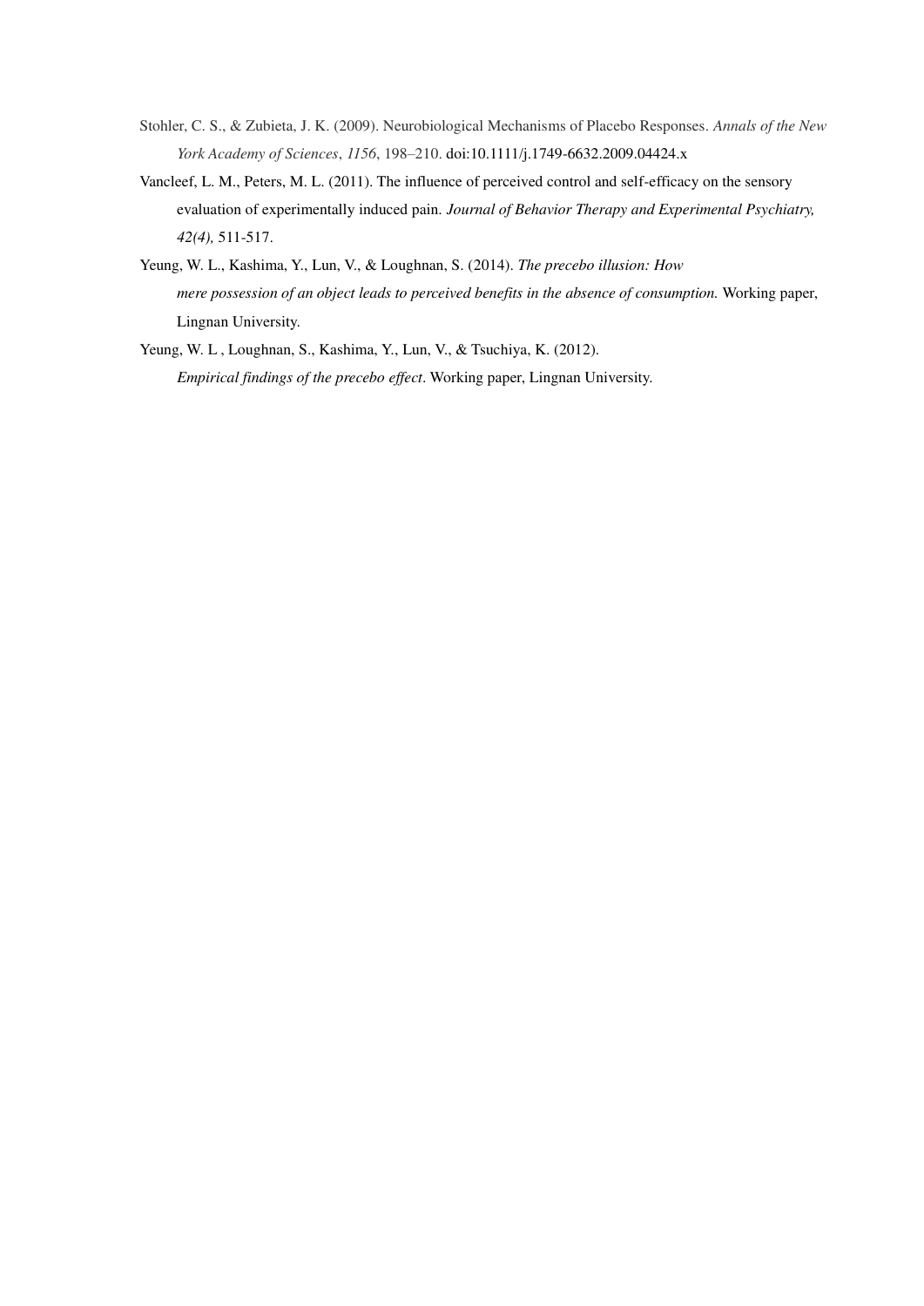Stohler, C. S., & Zubieta, J. K. (2009). Neurobiological Mechanisms of Placebo Responses. *Annals of the New York Academy of Sciences*, *1156*, 198–210. doi:10.1111/j.1749-6632.2009.04424.x

Vancleef, L. M., Peters, M. L. (2011). The influence of perceived control and self-efficacy on the sensory evaluation of experimentally induced pain. *Journal of Behavior Therapy and Experimental Psychiatry, 42(4),* 511-517.

Yeung, W. L., Kashima, Y., Lun, V., & Loughnan, S. (2014). *The precebo illusion: How mere possession of an object leads to perceived benefits in the absence of consumption.* Working paper, Lingnan University.

Yeung, W. L , Loughnan, S., Kashima, Y., Lun, V., & Tsuchiya, K. (2012). *Empirical findings of the precebo effect*. Working paper, Lingnan University.